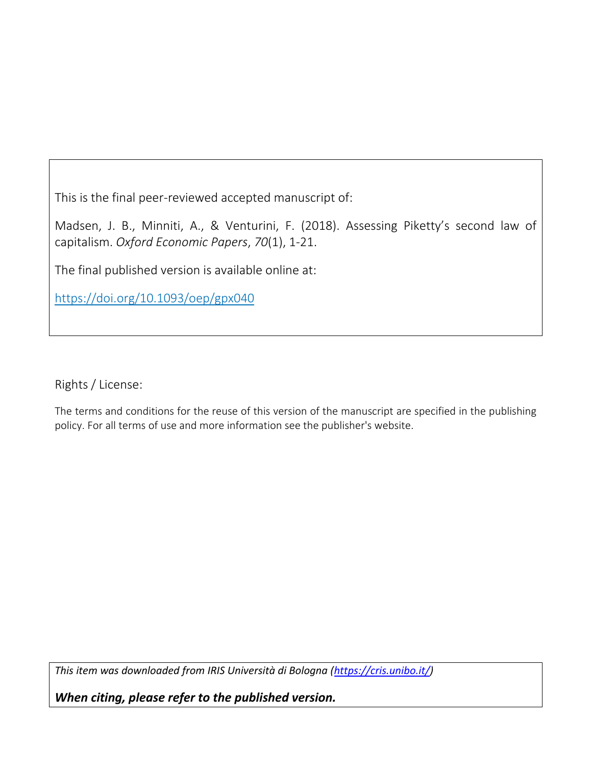This is the final peer-reviewed accepted manuscript of:

Madsen, J. B., Minniti, A., & Venturini, F. (2018). Assessing Piketty's second law of capitalism. *Oxford Economic Papers*, *70*(1), 1-21.

The final published version is available online at:

https://doi.org/10.1093/oep/gpx040

Rights / License:

The terms and conditions for the reuse of this version of the manuscript are specified in the publishing policy. For all terms of use and more information see the publisher's website.

*This item was downloaded from IRIS Università di Bologna (https://cris.unibo.it/)*

***When citing, please refer to the published version.***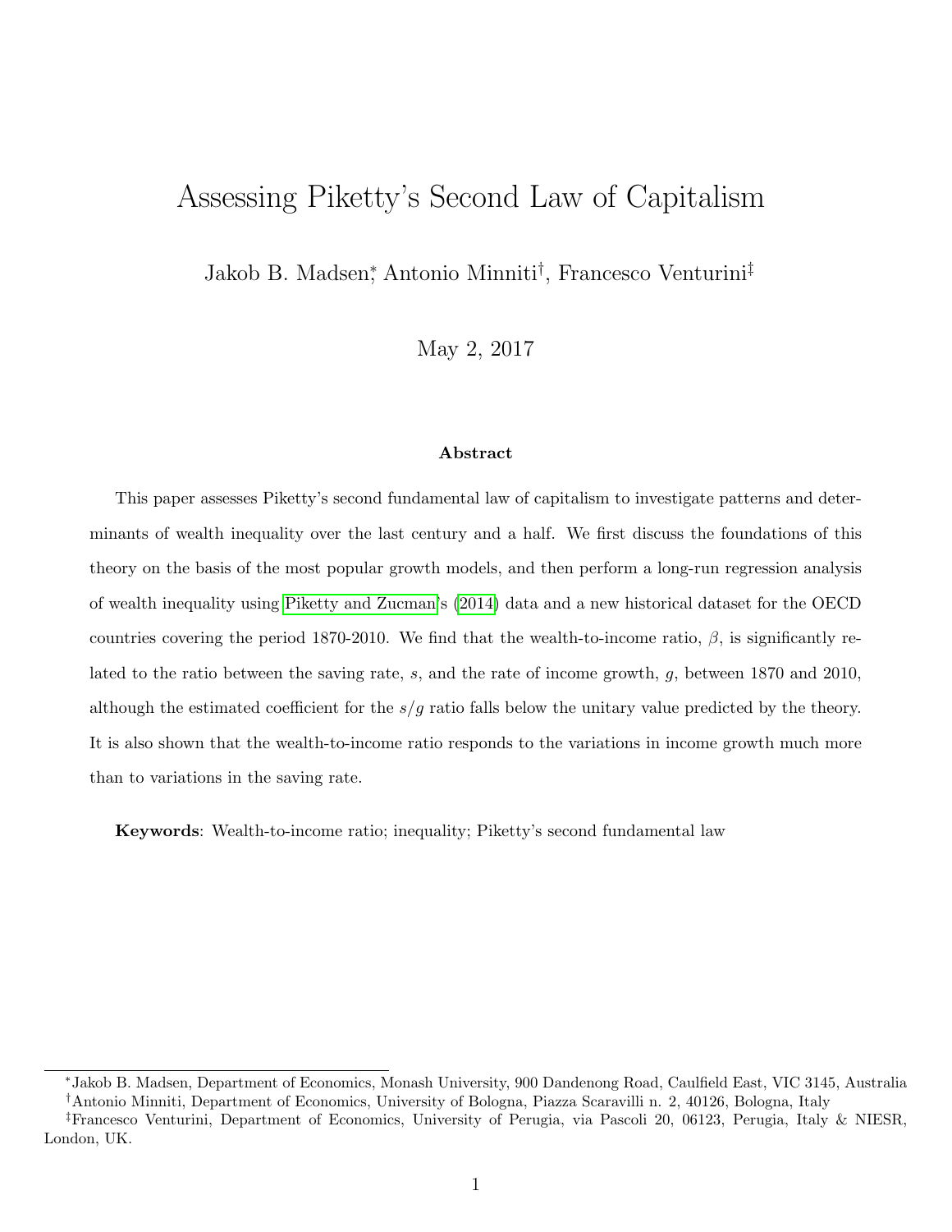# Assessing Piketty's Second Law of Capitalism

Jakob B. Madsen[*], Antonio Minniti[†], Francesco Venturini[‡]

May 2, 2017

### Abstract

This paper assesses Piketty's second fundamental law of capitalism to investigate patterns and determinants of wealth inequality over the last century and a half. We first discuss the foundations of this theory on the basis of the most popular growth models, and then perform a long-run regression analysis of wealth inequality using Piketty and Zucman's (2014) data and a new historical dataset for the OECD countries covering the period 1870-2010. We find that the wealth-to-income ratio, $\beta$, is significantly related to the ratio between the saving rate, $s$, and the rate of income growth, $g$, between 1870 and 2010, although the estimated coefficient for the $s/g$ ratio falls below the unitary value predicted by the theory. It is also shown that the wealth-to-income ratio responds to the variations in income growth much more than to variations in the saving rate.

**Keywords**: Wealth-to-income ratio; inequality; Piketty's second fundamental law

[*] Jakob B. Madsen, Department of Economics, Monash University, 900 Dandenong Road, Caulfield East, VIC 3145, Australia

[†] Antonio Minniti, Department of Economics, University of Bologna, Piazza Scaravilli n. 2, 40126, Bologna, Italy

[‡] Francesco Venturini, Department of Economics, University of Perugia, via Pascoli 20, 06123, Perugia, Italy & NIESR, London, UK.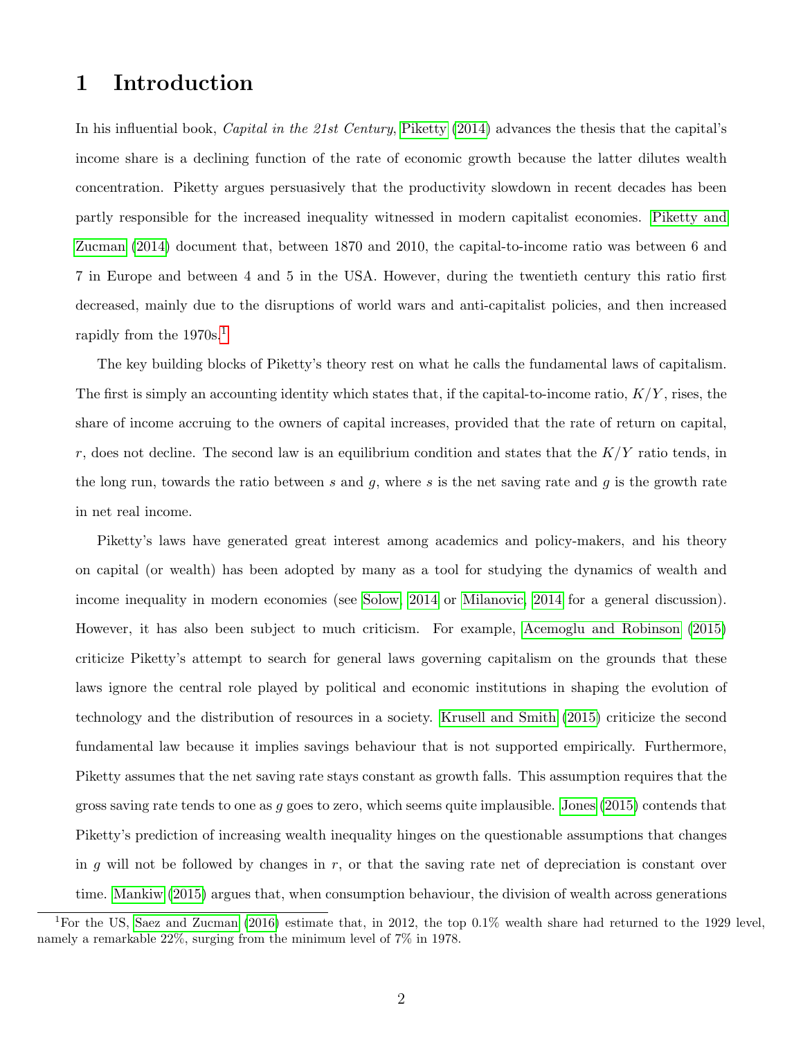# 1 Introduction

In his influential book, *Capital in the 21st Century*, Piketty (2014) advances the thesis that the capital's income share is a declining function of the rate of economic growth because the latter dilutes wealth concentration. Piketty argues persuasively that the productivity slowdown in recent decades has been partly responsible for the increased inequality witnessed in modern capitalist economies. Piketty and Zucman (2014) document that, between 1870 and 2010, the capital-to-income ratio was between 6 and 7 in Europe and between 4 and 5 in the USA. However, during the twentieth century this ratio first decreased, mainly due to the disruptions of world wars and anti-capitalist policies, and then increased rapidly from the 1970s.[1]

The key building blocks of Piketty's theory rest on what he calls the fundamental laws of capitalism. The first is simply an accounting identity which states that, if the capital-to-income ratio, $K/Y$, rises, the share of income accruing to the owners of capital increases, provided that the rate of return on capital, $r$, does not decline. The second law is an equilibrium condition and states that the $K/Y$ ratio tends, in the long run, towards the ratio between $s$ and $g$, where $s$ is the net saving rate and $g$ is the growth rate in net real income.

Piketty's laws have generated great interest among academics and policy-makers, and his theory on capital (or wealth) has been adopted by many as a tool for studying the dynamics of wealth and income inequality in modern economies (see Solow, 2014 or Milanovic, 2014 for a general discussion). However, it has also been subject to much criticism. For example, Acemoglu and Robinson (2015) criticize Piketty's attempt to search for general laws governing capitalism on the grounds that these laws ignore the central role played by political and economic institutions in shaping the evolution of technology and the distribution of resources in a society. Krusell and Smith (2015) criticize the second fundamental law because it implies savings behaviour that is not supported empirically. Furthermore, Piketty assumes that the net saving rate stays constant as growth falls. This assumption requires that the gross saving rate tends to one as $g$ goes to zero, which seems quite implausible. Jones (2015) contends that Piketty's prediction of increasing wealth inequality hinges on the questionable assumptions that changes in $g$ will not be followed by changes in $r$, or that the saving rate net of depreciation is constant over time. Mankiw (2015) argues that, when consumption behaviour, the division of wealth across generations

[1] For the US, Saez and Zucman (2016) estimate that, in 2012, the top 0.1% wealth share had returned to the 1929 level, namely a remarkable 22%, surging from the minimum level of 7% in 1978.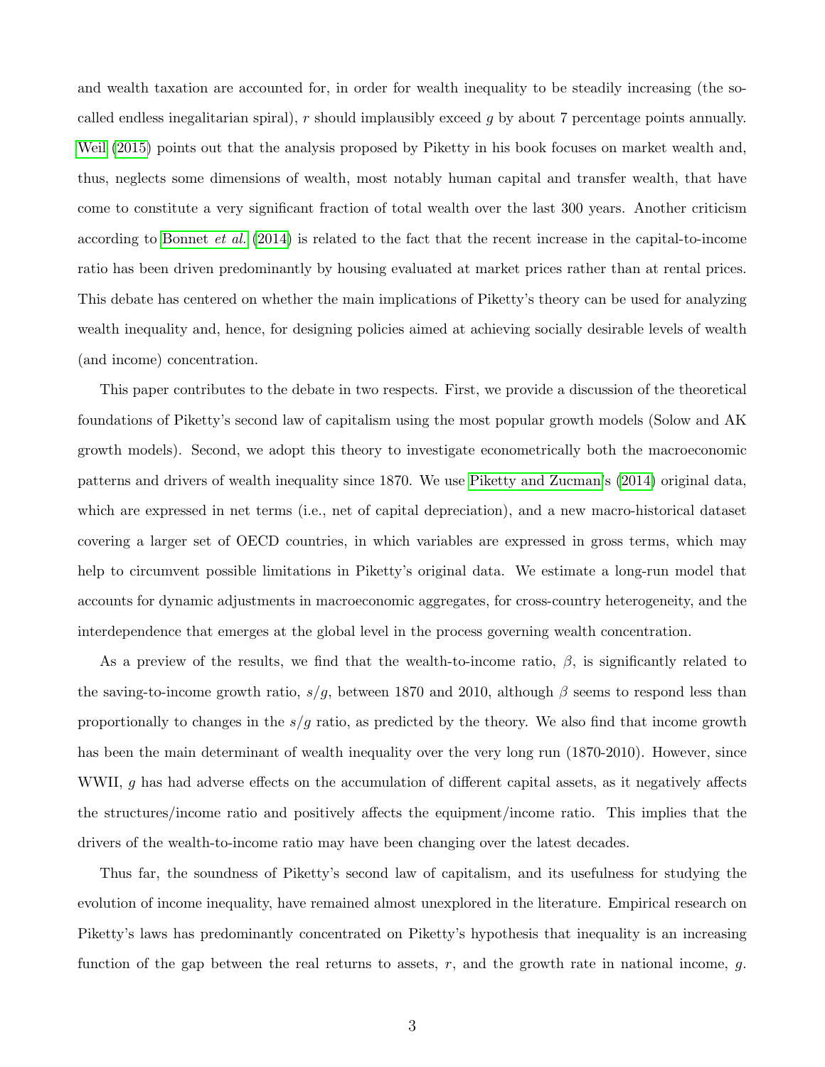and wealth taxation are accounted for, in order for wealth inequality to be steadily increasing (the so-called endless inegalitarian spiral), $r$ should implausibly exceed $g$ by about 7 percentage points annually. Weil (2015) points out that the analysis proposed by Piketty in his book focuses on market wealth and, thus, neglects some dimensions of wealth, most notably human capital and transfer wealth, that have come to constitute a very significant fraction of total wealth over the last 300 years. Another criticism according to Bonnet *et al.* (2014) is related to the fact that the recent increase in the capital-to-income ratio has been driven predominantly by housing evaluated at market prices rather than at rental prices. This debate has centered on whether the main implications of Piketty's theory can be used for analyzing wealth inequality and, hence, for designing policies aimed at achieving socially desirable levels of wealth (and income) concentration.

This paper contributes to the debate in two respects. First, we provide a discussion of the theoretical foundations of Piketty's second law of capitalism using the most popular growth models (Solow and AK growth models). Second, we adopt this theory to investigate econometrically both the macroeconomic patterns and drivers of wealth inequality since 1870. We use Piketty and Zucman's (2014) original data, which are expressed in net terms (i.e., net of capital depreciation), and a new macro-historical dataset covering a larger set of OECD countries, in which variables are expressed in gross terms, which may help to circumvent possible limitations in Piketty's original data. We estimate a long-run model that accounts for dynamic adjustments in macroeconomic aggregates, for cross-country heterogeneity, and the interdependence that emerges at the global level in the process governing wealth concentration.

As a preview of the results, we find that the wealth-to-income ratio, $\beta$, is significantly related to the saving-to-income growth ratio, $s/g$, between 1870 and 2010, although $\beta$ seems to respond less than proportionally to changes in the $s/g$ ratio, as predicted by the theory. We also find that income growth has been the main determinant of wealth inequality over the very long run (1870-2010). However, since WWII, $g$ has had adverse effects on the accumulation of different capital assets, as it negatively affects the structures/income ratio and positively affects the equipment/income ratio. This implies that the drivers of the wealth-to-income ratio may have been changing over the latest decades.

Thus far, the soundness of Piketty's second law of capitalism, and its usefulness for studying the evolution of income inequality, have remained almost unexplored in the literature. Empirical research on Piketty's laws has predominantly concentrated on Piketty's hypothesis that inequality is an increasing function of the gap between the real returns to assets, $r$, and the growth rate in national income, $g$.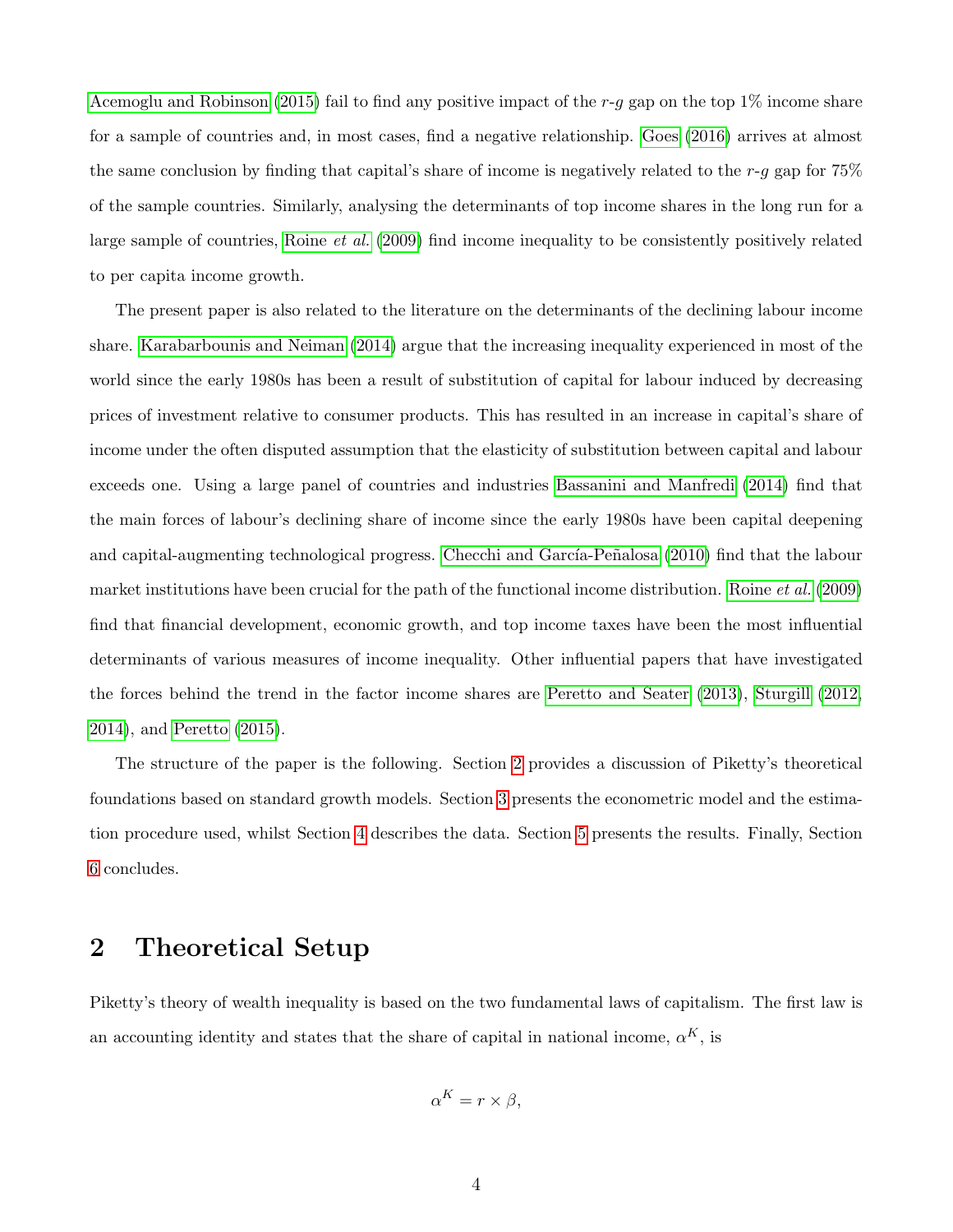Acemoglu and Robinson (2015) fail to find any positive impact of the $r$-$g$ gap on the top 1% income share for a sample of countries and, in most cases, find a negative relationship. Goes (2016) arrives at almost the same conclusion by finding that capital's share of income is negatively related to the $r$-$g$ gap for 75% of the sample countries. Similarly, analysing the determinants of top income shares in the long run for a large sample of countries, Roine *et al.* (2009) find income inequality to be consistently positively related to per capita income growth.

The present paper is also related to the literature on the determinants of the declining labour income share. Karabarbounis and Neiman (2014) argue that the increasing inequality experienced in most of the world since the early 1980s has been a result of substitution of capital for labour induced by decreasing prices of investment relative to consumer products. This has resulted in an increase in capital's share of income under the often disputed assumption that the elasticity of substitution between capital and labour exceeds one. Using a large panel of countries and industries Bassanini and Manfredi (2014) find that the main forces of labour's declining share of income since the early 1980s have been capital deepening and capital-augmenting technological progress. Checchi and García-Peñalosa (2010) find that the labour market institutions have been crucial for the path of the functional income distribution. Roine *et al.* (2009) find that financial development, economic growth, and top income taxes have been the most influential determinants of various measures of income inequality. Other influential papers that have investigated the forces behind the trend in the factor income shares are Peretto and Seater (2013), Sturgill (2012, 2014), and Peretto (2015).

The structure of the paper is the following. Section 2 provides a discussion of Piketty's theoretical foundations based on standard growth models. Section 3 presents the econometric model and the estimation procedure used, whilst Section 4 describes the data. Section 5 presents the results. Finally, Section 6 concludes.

## 2 Theoretical Setup

Piketty's theory of wealth inequality is based on the two fundamental laws of capitalism. The first law is an accounting identity and states that the share of capital in national income, $\alpha^K$, is

$$\alpha^K = r \times \beta,$$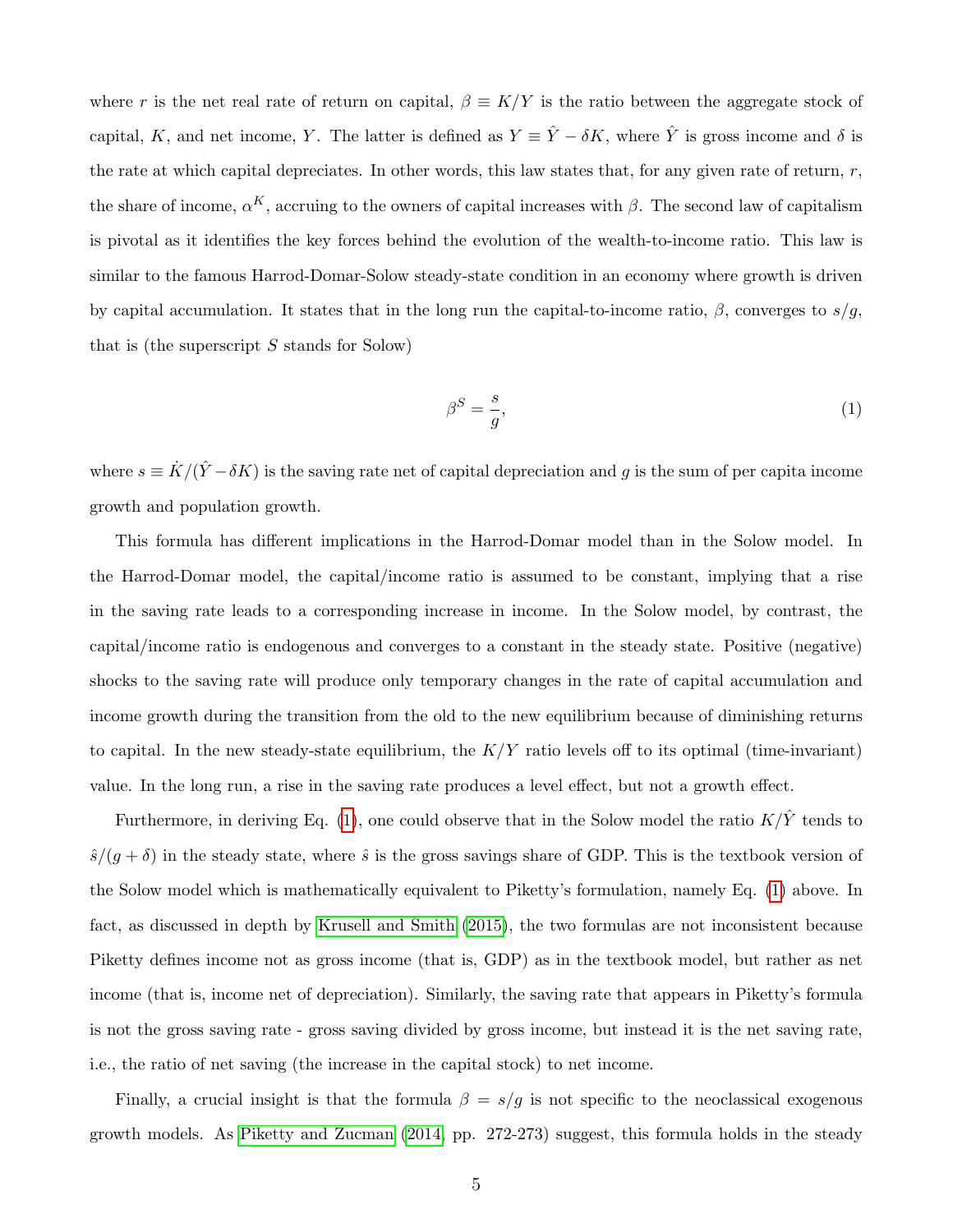where $r$ is the net real rate of return on capital, $\beta \equiv K/Y$ is the ratio between the aggregate stock of capital, $K$, and net income, $Y$. The latter is defined as $Y \equiv \hat{Y} - \delta K$, where $\hat{Y}$ is gross income and $\delta$ is the rate at which capital depreciates. In other words, this law states that, for any given rate of return, $r$, the share of income, $\alpha^K$, accruing to the owners of capital increases with $\beta$. The second law of capitalism is pivotal as it identifies the key forces behind the evolution of the wealth-to-income ratio. This law is similar to the famous Harrod-Domar-Solow steady-state condition in an economy where growth is driven by capital accumulation. It states that in the long run the capital-to-income ratio, $\beta$, converges to $s/g$, that is (the superscript $S$ stands for Solow)

$$\beta^S = \frac{s}{g}, \tag{1}$$

where $s \equiv \dot{K}/(\hat{Y} - \delta K)$ is the saving rate net of capital depreciation and $g$ is the sum of per capita income growth and population growth.

This formula has different implications in the Harrod-Domar model than in the Solow model. In the Harrod-Domar model, the capital/income ratio is assumed to be constant, implying that a rise in the saving rate leads to a corresponding increase in income. In the Solow model, by contrast, the capital/income ratio is endogenous and converges to a constant in the steady state. Positive (negative) shocks to the saving rate will produce only temporary changes in the rate of capital accumulation and income growth during the transition from the old to the new equilibrium because of diminishing returns to capital. In the new steady-state equilibrium, the $K/Y$ ratio levels off to its optimal (time-invariant) value. In the long run, a rise in the saving rate produces a level effect, but not a growth effect.

Furthermore, in deriving Eq. (1), one could observe that in the Solow model the ratio $K/\hat{Y}$ tends to $\hat{s}/(g + \delta)$ in the steady state, where $\hat{s}$ is the gross savings share of GDP. This is the textbook version of the Solow model which is mathematically equivalent to Piketty's formulation, namely Eq. (1) above. In fact, as discussed in depth by Krusell and Smith (2015), the two formulas are not inconsistent because Piketty defines income not as gross income (that is, GDP) as in the textbook model, but rather as net income (that is, income net of depreciation). Similarly, the saving rate that appears in Piketty's formula is not the gross saving rate - gross saving divided by gross income, but instead it is the net saving rate, i.e., the ratio of net saving (the increase in the capital stock) to net income.

Finally, a crucial insight is that the formula $\beta = s/g$ is not specific to the neoclassical exogenous growth models. As Piketty and Zucman (2014, pp. 272-273) suggest, this formula holds in the steady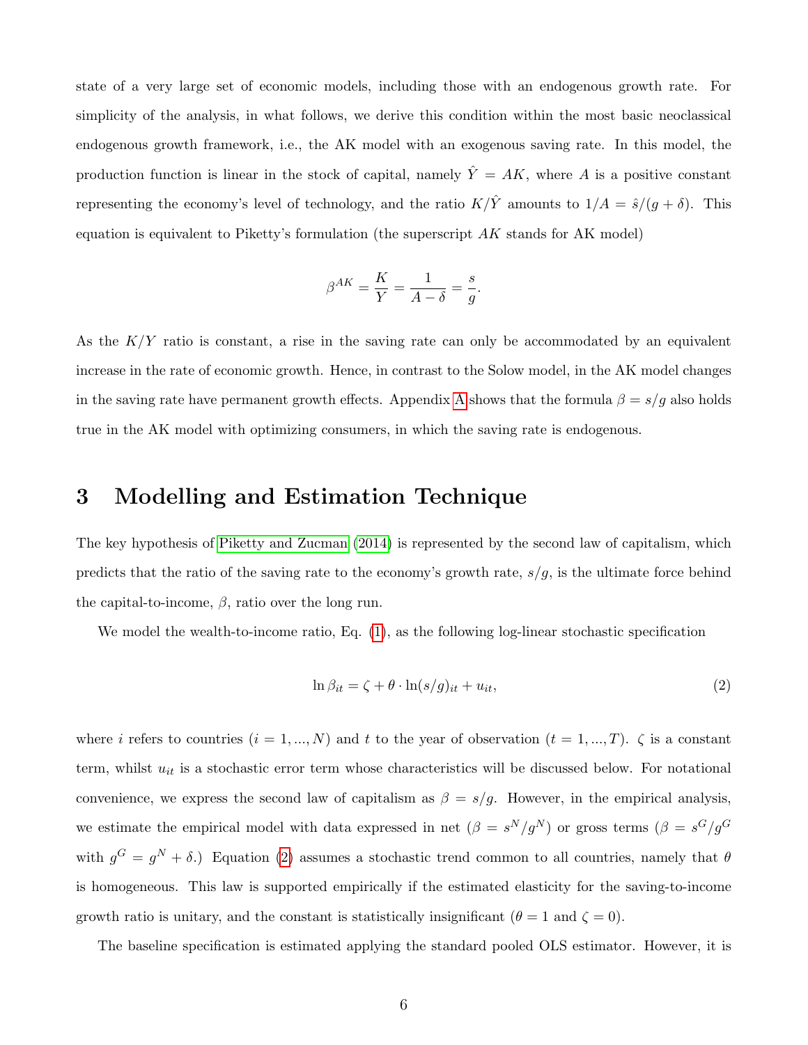state of a very large set of economic models, including those with an endogenous growth rate. For simplicity of the analysis, in what follows, we derive this condition within the most basic neoclassical endogenous growth framework, i.e., the AK model with an exogenous saving rate. In this model, the production function is linear in the stock of capital, namely $\hat{Y} = AK$, where $A$ is a positive constant representing the economy's level of technology, and the ratio $K/\hat{Y}$ amounts to $1/A = \hat{s}/(g+\delta)$. This equation is equivalent to Piketty's formulation (the superscript $AK$ stands for AK model)

$$\beta^{AK} = \frac{K}{Y} = \frac{1}{A-\delta} = \frac{s}{g}.$$

As the $K/Y$ ratio is constant, a rise in the saving rate can only be accommodated by an equivalent increase in the rate of economic growth. Hence, in contrast to the Solow model, in the AK model changes in the saving rate have permanent growth effects. Appendix A shows that the formula $\beta = s/g$ also holds true in the AK model with optimizing consumers, in which the saving rate is endogenous.

# 3 Modelling and Estimation Technique

The key hypothesis of Piketty and Zucman (2014) is represented by the second law of capitalism, which predicts that the ratio of the saving rate to the economy's growth rate, $s/g$, is the ultimate force behind the capital-to-income, $\beta$, ratio over the long run.

We model the wealth-to-income ratio, Eq. (1), as the following log-linear stochastic specification

$$\ln \beta_{it} = \zeta + \theta \cdot \ln(s/g)_{it} + u_{it}, \tag{2}$$

where $i$ refers to countries ($i = 1, ..., N$) and $t$ to the year of observation ($t = 1, ..., T$). $\zeta$ is a constant term, whilst $u_{it}$ is a stochastic error term whose characteristics will be discussed below. For notational convenience, we express the second law of capitalism as $\beta = s/g$. However, in the empirical analysis, we estimate the empirical model with data expressed in net ($\beta = s^N/g^N$) or gross terms ($\beta = s^G/g^G$ with $g^G = g^N + \delta$.) Equation (2) assumes a stochastic trend common to all countries, namely that $\theta$ is homogeneous. This law is supported empirically if the estimated elasticity for the saving-to-income growth ratio is unitary, and the constant is statistically insignificant ($\theta = 1$ and $\zeta = 0$).

The baseline specification is estimated applying the standard pooled OLS estimator. However, it is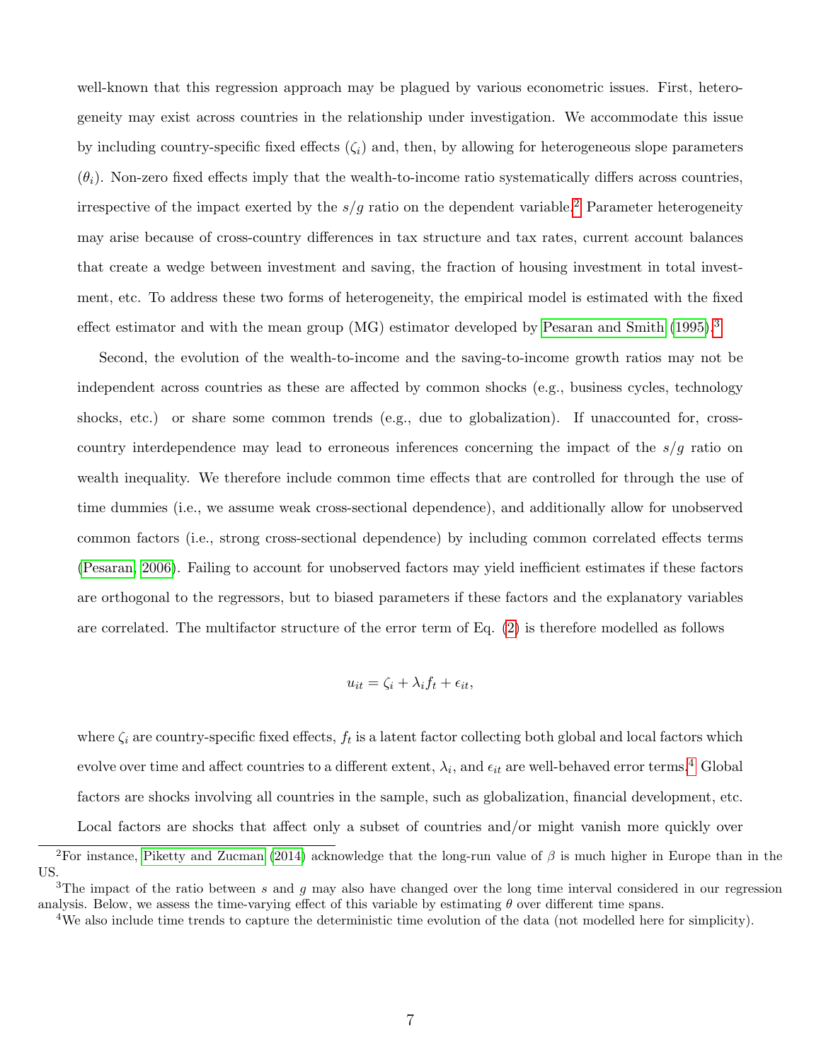well-known that this regression approach may be plagued by various econometric issues. First, heterogeneity may exist across countries in the relationship under investigation. We accommodate this issue by including country-specific fixed effects ($\zeta_i$) and, then, by allowing for heterogeneous slope parameters ($\theta_i$). Non-zero fixed effects imply that the wealth-to-income ratio systematically differs across countries, irrespective of the impact exerted by the $s/g$ ratio on the dependent variable.[2] Parameter heterogeneity may arise because of cross-country differences in tax structure and tax rates, current account balances that create a wedge between investment and saving, the fraction of housing investment in total investment, etc. To address these two forms of heterogeneity, the empirical model is estimated with the fixed effect estimator and with the mean group (MG) estimator developed by Pesaran and Smith (1995).[3]

Second, the evolution of the wealth-to-income and the saving-to-income growth ratios may not be independent across countries as these are affected by common shocks (e.g., business cycles, technology shocks, etc.) or share some common trends (e.g., due to globalization). If unaccounted for, cross-country interdependence may lead to erroneous inferences concerning the impact of the $s/g$ ratio on wealth inequality. We therefore include common time effects that are controlled for through the use of time dummies (i.e., we assume weak cross-sectional dependence), and additionally allow for unobserved common factors (i.e., strong cross-sectional dependence) by including common correlated effects terms (Pesaran, 2006). Failing to account for unobserved factors may yield inefficient estimates if these factors are orthogonal to the regressors, but to biased parameters if these factors and the explanatory variables are correlated. The multifactor structure of the error term of Eq. (2) is therefore modelled as follows

$$u_{it} = \zeta_i + \lambda_i f_t + \epsilon_{it},$$

where $\zeta_i$ are country-specific fixed effects, $f_t$ is a latent factor collecting both global and local factors which evolve over time and affect countries to a different extent, $\lambda_i$, and $\epsilon_{it}$ are well-behaved error terms.[4] Global factors are shocks involving all countries in the sample, such as globalization, financial development, etc. Local factors are shocks that affect only a subset of countries and/or might vanish more quickly over

---

[2] For instance, Piketty and Zucman (2014) acknowledge that the long-run value of $\beta$ is much higher in Europe than in the US.

[3] The impact of the ratio between $s$ and $g$ may also have changed over the long time interval considered in our regression analysis. Below, we assess the time-varying effect of this variable by estimating $\theta$ over different time spans.

[4] We also include time trends to capture the deterministic time evolution of the data (not modelled here for simplicity).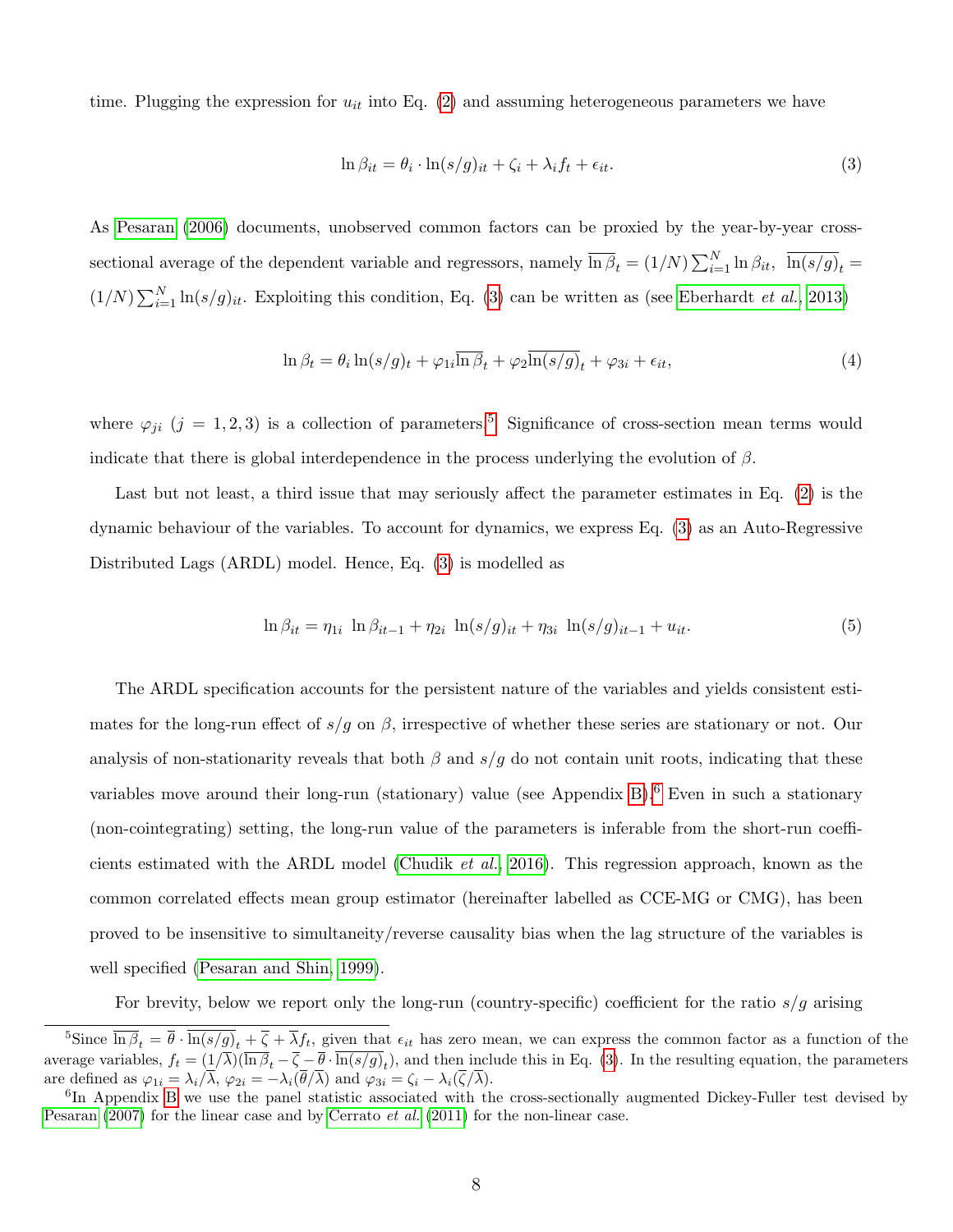time. Plugging the expression for $u_{it}$ into Eq. (2) and assuming heterogeneous parameters we have

$$\ln \beta_{it} = \theta_i \cdot \ln(s/g)_{it} + \zeta_i + \lambda_i f_t + \epsilon_{it}. \tag{3}$$

As Pesaran (2006) documents, unobserved common factors can be proxied by the year-by-year cross-sectional average of the dependent variable and regressors, namely $\overline{\ln \beta}_t = (1/N)\sum_{i=1}^{N} \ln \beta_{it}$, $\overline{\ln(s/g)}_t = (1/N)\sum_{i=1}^{N} \ln(s/g)_{it}$. Exploiting this condition, Eq. (3) can be written as (see Eberhardt *et al.*, 2013)

$$\ln \beta_t = \theta_i \ln(s/g)_t + \varphi_{1i}\overline{\ln \beta}_t + \varphi_2\overline{\ln(s/g)}_t + \varphi_{3i} + \epsilon_{it}, \tag{4}$$

where $\varphi_{ji}$ $(j = 1, 2, 3)$ is a collection of parameters.[5] Significance of cross-section mean terms would indicate that there is global interdependence in the process underlying the evolution of $\beta$.

Last but not least, a third issue that may seriously affect the parameter estimates in Eq. (2) is the dynamic behaviour of the variables. To account for dynamics, we express Eq. (3) as an Auto-Regressive Distributed Lags (ARDL) model. Hence, Eq. (3) is modelled as

$$\ln \beta_{it} = \eta_{1i} \ \ln \beta_{it-1} + \eta_{2i} \ \ln(s/g)_{it} + \eta_{3i} \ \ln(s/g)_{it-1} + u_{it}. \tag{5}$$

The ARDL specification accounts for the persistent nature of the variables and yields consistent estimates for the long-run effect of $s/g$ on $\beta$, irrespective of whether these series are stationary or not. Our analysis of non-stationarity reveals that both $\beta$ and $s/g$ do not contain unit roots, indicating that these variables move around their long-run (stationary) value (see Appendix B).[6] Even in such a stationary (non-cointegrating) setting, the long-run value of the parameters is inferable from the short-run coefficients estimated with the ARDL model (Chudik *et al.*, 2016). This regression approach, known as the common correlated effects mean group estimator (hereinafter labelled as CCE-MG or CMG), has been proved to be insensitive to simultaneity/reverse causality bias when the lag structure of the variables is well specified (Pesaran and Shin, 1999).

For brevity, below we report only the long-run (country-specific) coefficient for the ratio $s/g$ arising

[5] Since $\overline{\ln \beta}_t = \overline{\theta} \cdot \overline{\ln(s/g)}_t + \overline{\zeta} + \overline{\lambda} f_t$, given that $\epsilon_{it}$ has zero mean, we can express the common factor as a function of the average variables, $f_t = (1/\overline{\lambda})(\overline{\ln \beta}_t - \overline{\zeta} - \overline{\theta} \cdot \overline{\ln(s/g)}_t)$, and then include this in Eq. (3). In the resulting equation, the parameters are defined as $\varphi_{1i} = \lambda_i/\overline{\lambda}$, $\varphi_{2i} = -\lambda_i(\overline{\theta}/\overline{\lambda})$ and $\varphi_{3i} = \zeta_i - \lambda_i(\overline{\zeta}/\overline{\lambda})$.

[6] In Appendix B we use the panel statistic associated with the cross-sectionally augmented Dickey-Fuller test devised by Pesaran (2007) for the linear case and by Cerrato *et al.* (2011) for the non-linear case.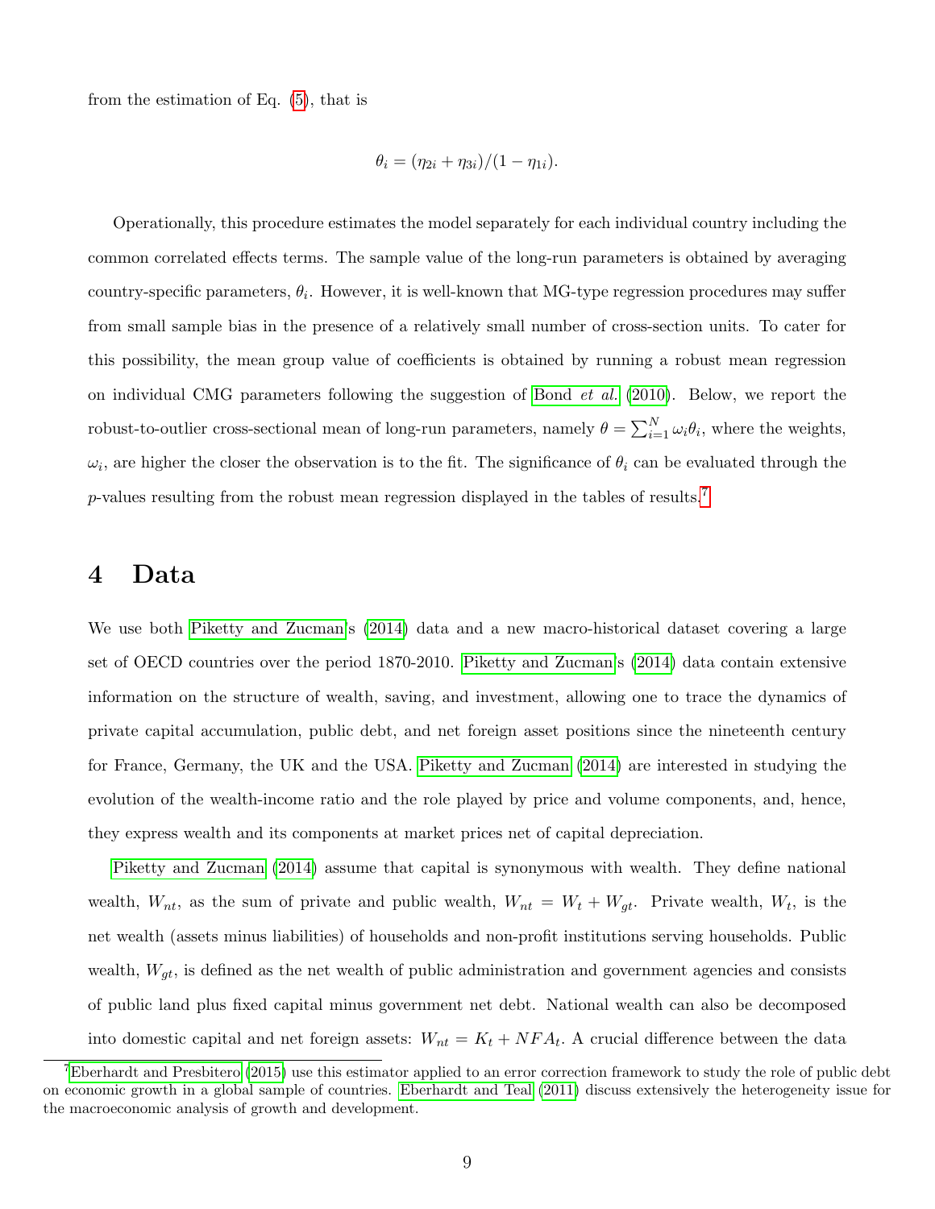from the estimation of Eq. (5), that is

$$\theta_i = (\eta_{2i} + \eta_{3i})/(1 - \eta_{1i}).$$

Operationally, this procedure estimates the model separately for each individual country including the common correlated effects terms. The sample value of the long-run parameters is obtained by averaging country-specific parameters, $\theta_i$. However, it is well-known that MG-type regression procedures may suffer from small sample bias in the presence of a relatively small number of cross-section units. To cater for this possibility, the mean group value of coefficients is obtained by running a robust mean regression on individual CMG parameters following the suggestion of Bond *et al.* (2010). Below, we report the robust-to-outlier cross-sectional mean of long-run parameters, namely $\theta = \sum_{i=1}^{N} \omega_i \theta_i$, where the weights, $\omega_i$, are higher the closer the observation is to the fit. The significance of $\theta_i$ can be evaluated through the $p$-values resulting from the robust mean regression displayed in the tables of results.[7]

# 4 Data

We use both Piketty and Zucman's (2014) data and a new macro-historical dataset covering a large set of OECD countries over the period 1870-2010. Piketty and Zucman's (2014) data contain extensive information on the structure of wealth, saving, and investment, allowing one to trace the dynamics of private capital accumulation, public debt, and net foreign asset positions since the nineteenth century for France, Germany, the UK and the USA. Piketty and Zucman (2014) are interested in studying the evolution of the wealth-income ratio and the role played by price and volume components, and, hence, they express wealth and its components at market prices net of capital depreciation.

Piketty and Zucman (2014) assume that capital is synonymous with wealth. They define national wealth, $W_{nt}$, as the sum of private and public wealth, $W_{nt} = W_t + W_{gt}$. Private wealth, $W_t$, is the net wealth (assets minus liabilities) of households and non-profit institutions serving households. Public wealth, $W_{gt}$, is defined as the net wealth of public administration and government agencies and consists of public land plus fixed capital minus government net debt. National wealth can also be decomposed into domestic capital and net foreign assets: $W_{nt} = K_t + NFA_t$. A crucial difference between the data

[7] Eberhardt and Presbitero (2015) use this estimator applied to an error correction framework to study the role of public debt on economic growth in a global sample of countries. Eberhardt and Teal (2011) discuss extensively the heterogeneity issue for the macroeconomic analysis of growth and development.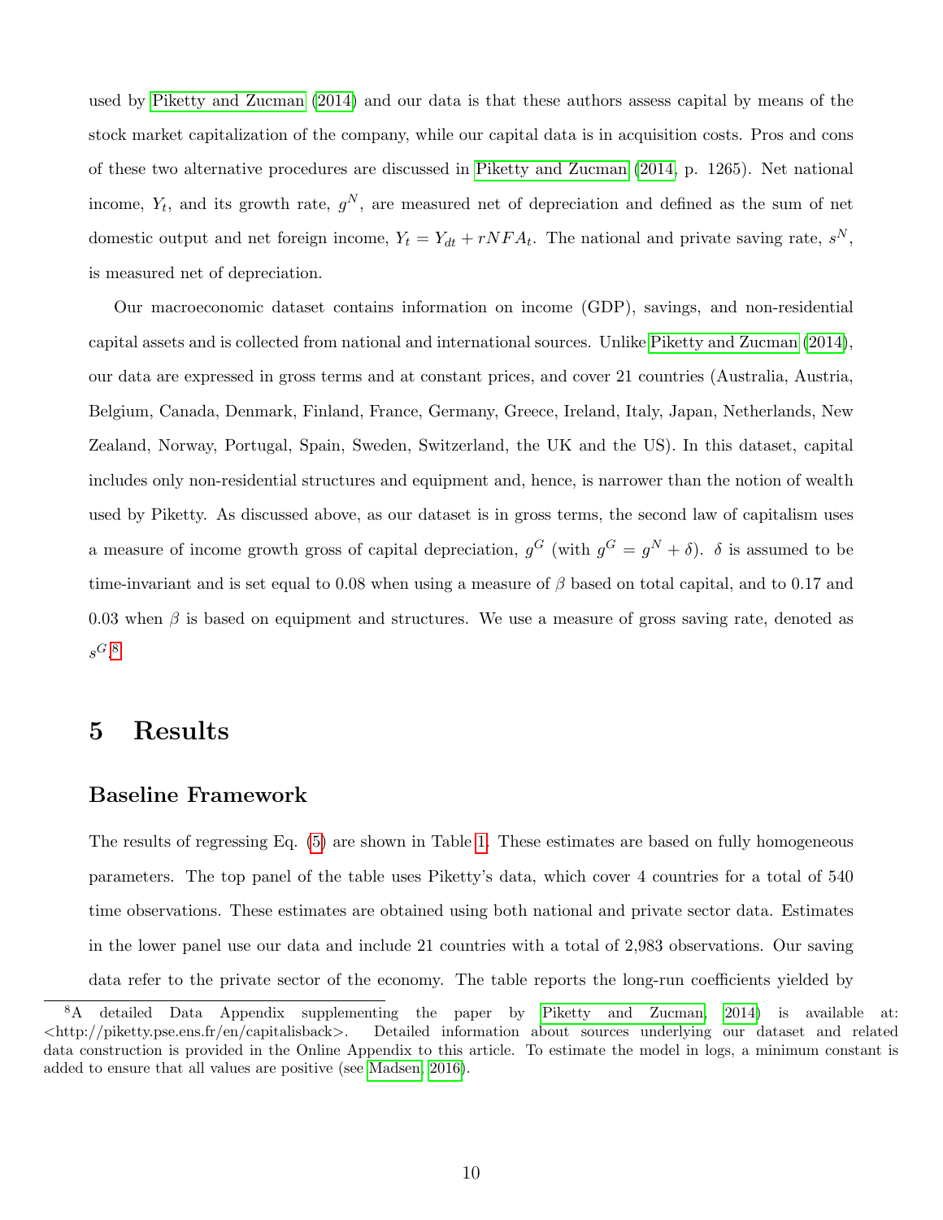used by Piketty and Zucman (2014) and our data is that these authors assess capital by means of the stock market capitalization of the company, while our capital data is in acquisition costs. Pros and cons of these two alternative procedures are discussed in Piketty and Zucman (2014, p. 1265). Net national income, $Y_t$, and its growth rate, $g^N$, are measured net of depreciation and defined as the sum of net domestic output and net foreign income, $Y_t = Y_{dt} + rNFA_t$. The national and private saving rate, $s^N$, is measured net of depreciation.

Our macroeconomic dataset contains information on income (GDP), savings, and non-residential capital assets and is collected from national and international sources. Unlike Piketty and Zucman (2014), our data are expressed in gross terms and at constant prices, and cover 21 countries (Australia, Austria, Belgium, Canada, Denmark, Finland, France, Germany, Greece, Ireland, Italy, Japan, Netherlands, New Zealand, Norway, Portugal, Spain, Sweden, Switzerland, the UK and the US). In this dataset, capital includes only non-residential structures and equipment and, hence, is narrower than the notion of wealth used by Piketty. As discussed above, as our dataset is in gross terms, the second law of capitalism uses a measure of income growth gross of capital depreciation, $g^G$ (with $g^G = g^N + \delta$). $\delta$ is assumed to be time-invariant and is set equal to 0.08 when using a measure of $\beta$ based on total capital, and to 0.17 and 0.03 when $\beta$ is based on equipment and structures. We use a measure of gross saving rate, denoted as $s^G$.[8]

# 5 Results

## Baseline Framework

The results of regressing Eq. (5) are shown in Table 1. These estimates are based on fully homogeneous parameters. The top panel of the table uses Piketty's data, which cover 4 countries for a total of 540 time observations. These estimates are obtained using both national and private sector data. Estimates in the lower panel use our data and include 21 countries with a total of 2,983 observations. Our saving data refer to the private sector of the economy. The table reports the long-run coefficients yielded by

[8] A detailed Data Appendix supplementing the paper by Piketty and Zucman, 2014) is available at: <http://piketty.pse.ens.fr/en/capitalisback>. Detailed information about sources underlying our dataset and related data construction is provided in the Online Appendix to this article. To estimate the model in logs, a minimum constant is added to ensure that all values are positive (see Madsen, 2016).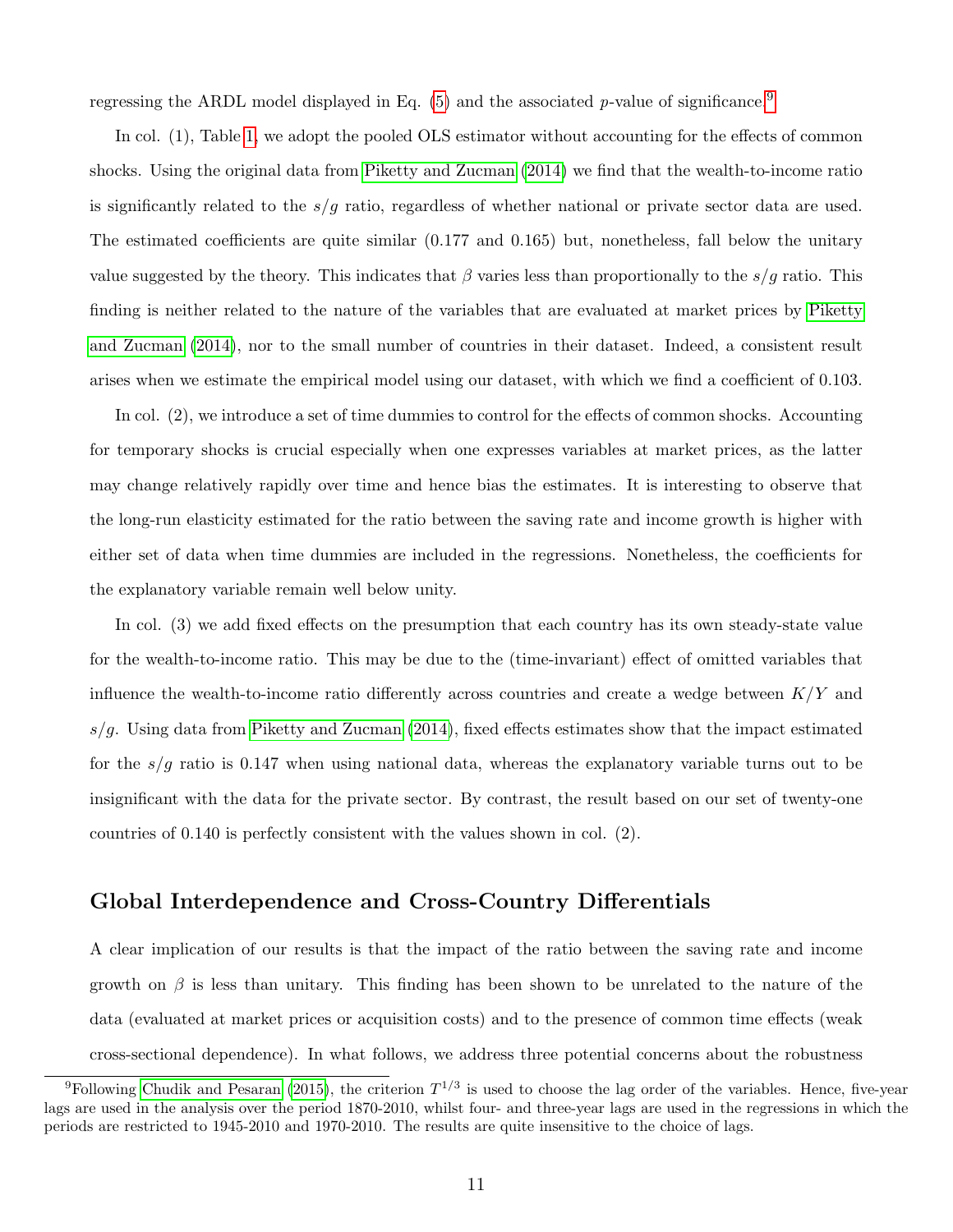regressing the ARDL model displayed in Eq. (5) and the associated $p$-value of significance.[9]

In col. (1), Table 1, we adopt the pooled OLS estimator without accounting for the effects of common shocks. Using the original data from Piketty and Zucman (2014) we find that the wealth-to-income ratio is significantly related to the $s/g$ ratio, regardless of whether national or private sector data are used. The estimated coefficients are quite similar (0.177 and 0.165) but, nonetheless, fall below the unitary value suggested by the theory. This indicates that $\beta$ varies less than proportionally to the $s/g$ ratio. This finding is neither related to the nature of the variables that are evaluated at market prices by Piketty and Zucman (2014), nor to the small number of countries in their dataset. Indeed, a consistent result arises when we estimate the empirical model using our dataset, with which we find a coefficient of 0.103.

In col. (2), we introduce a set of time dummies to control for the effects of common shocks. Accounting for temporary shocks is crucial especially when one expresses variables at market prices, as the latter may change relatively rapidly over time and hence bias the estimates. It is interesting to observe that the long-run elasticity estimated for the ratio between the saving rate and income growth is higher with either set of data when time dummies are included in the regressions. Nonetheless, the coefficients for the explanatory variable remain well below unity.

In col. (3) we add fixed effects on the presumption that each country has its own steady-state value for the wealth-to-income ratio. This may be due to the (time-invariant) effect of omitted variables that influence the wealth-to-income ratio differently across countries and create a wedge between $K/Y$ and $s/g$. Using data from Piketty and Zucman (2014), fixed effects estimates show that the impact estimated for the $s/g$ ratio is 0.147 when using national data, whereas the explanatory variable turns out to be insignificant with the data for the private sector. By contrast, the result based on our set of twenty-one countries of 0.140 is perfectly consistent with the values shown in col. (2).

## Global Interdependence and Cross-Country Differentials

A clear implication of our results is that the impact of the ratio between the saving rate and income growth on $\beta$ is less than unitary. This finding has been shown to be unrelated to the nature of the data (evaluated at market prices or acquisition costs) and to the presence of common time effects (weak cross-sectional dependence). In what follows, we address three potential concerns about the robustness

[9] Following Chudik and Pesaran (2015), the criterion $T^{1/3}$ is used to choose the lag order of the variables. Hence, five-year lags are used in the analysis over the period 1870-2010, whilst four- and three-year lags are used in the regressions in which the periods are restricted to 1945-2010 and 1970-2010. The results are quite insensitive to the choice of lags.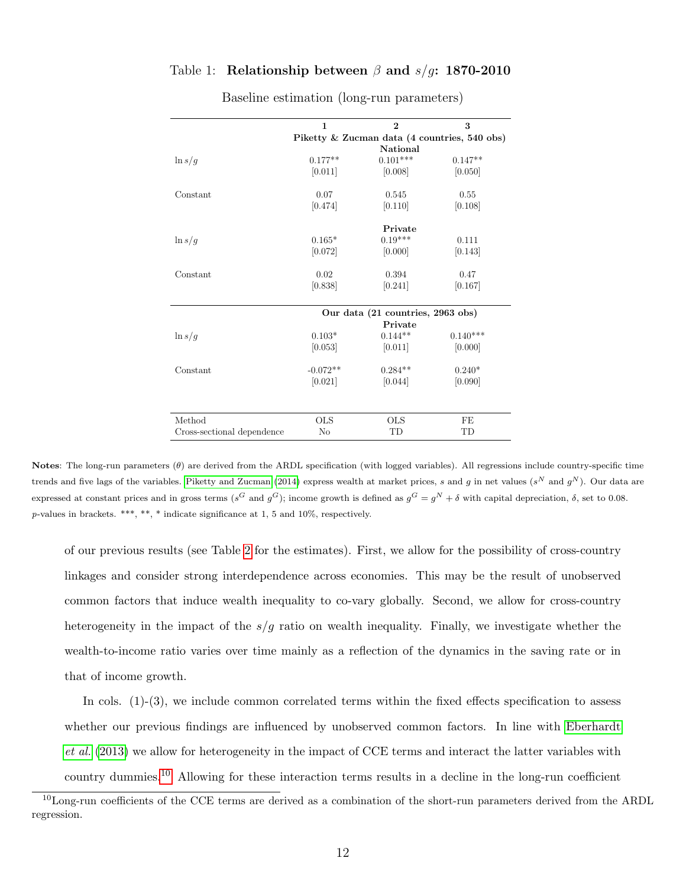Table 1: **Relationship between $\beta$ and $s/g$: 1870-2010**

Baseline estimation (long-run parameters)

| | **1** | **2** | **3** |
|---|---|---|---|
| | **Piketty & Zucman data (4 countries, 540 obs)** | | |
| | **National** | | |
| $\ln s/g$ | 0.177** | 0.101*** | 0.147** |
| | [0.011] | [0.008] | [0.050] |
| Constant | 0.07 | 0.545 | 0.55 |
| | [0.474] | [0.110] | [0.108] |
| | **Private** | | |
| $\ln s/g$ | 0.165* | 0.19*** | 0.111 |
| | [0.072] | [0.000] | [0.143] |
| Constant | 0.02 | 0.394 | 0.47 |
| | [0.838] | [0.241] | [0.167] |
| | **Our data (21 countries, 2963 obs)** | | |
| | **Private** | | |
| $\ln s/g$ | 0.103* | 0.144** | 0.140*** |
| | [0.053] | [0.011] | [0.000] |
| Constant | -0.072** | 0.284** | 0.240* |
| | [0.021] | [0.044] | [0.090] |
| Method | OLS | OLS | FE |
| Cross-sectional dependence | No | TD | TD |

**Notes**: The long-run parameters ($\theta$) are derived from the ARDL specification (with logged variables). All regressions include country-specific time trends and five lags of the variables. Piketty and Zucman (2014) express wealth at market prices, $s$ and $g$ in net values ($s^N$ and $g^N$). Our data are expressed at constant prices and in gross terms ($s^G$ and $g^G$); income growth is defined as $g^G = g^N + \delta$ with capital depreciation, $\delta$, set to 0.08. $p$-values in brackets. ***, **, * indicate significance at 1, 5 and 10%, respectively.

of our previous results (see Table 2 for the estimates). First, we allow for the possibility of cross-country linkages and consider strong interdependence across economies. This may be the result of unobserved common factors that induce wealth inequality to co-vary globally. Second, we allow for cross-country heterogeneity in the impact of the $s/g$ ratio on wealth inequality. Finally, we investigate whether the wealth-to-income ratio varies over time mainly as a reflection of the dynamics in the saving rate or in that of income growth.

In cols. (1)-(3), we include common correlated terms within the fixed effects specification to assess whether our previous findings are influenced by unobserved common factors. In line with Eberhardt *et al.* (2013) we allow for heterogeneity in the impact of CCE terms and interact the latter variables with country dummies.[10] Allowing for these interaction terms results in a decline in the long-run coefficient

[10] Long-run coefficients of the CCE terms are derived as a combination of the short-run parameters derived from the ARDL regression.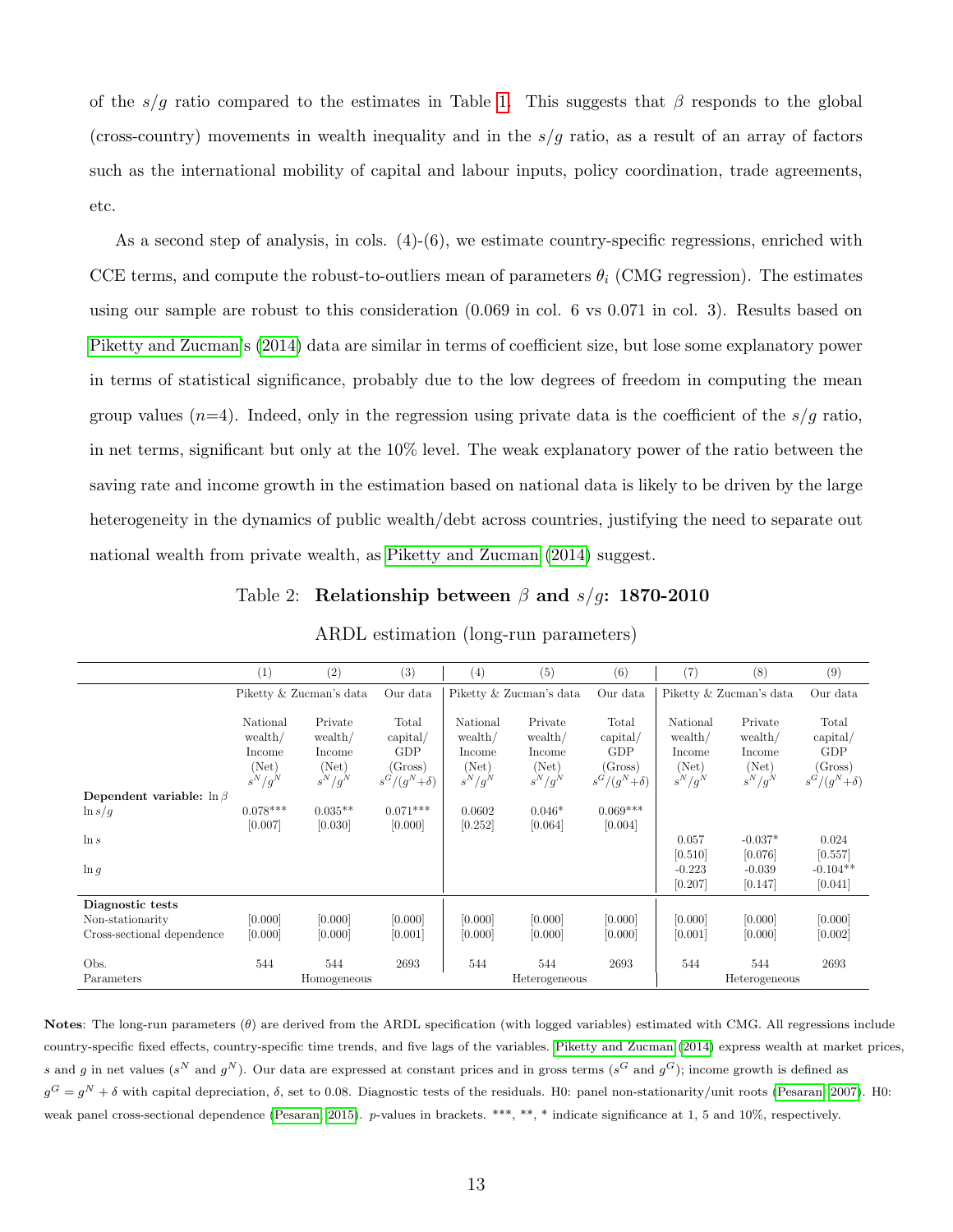of the $s/g$ ratio compared to the estimates in Table 1. This suggests that $\beta$ responds to the global (cross-country) movements in wealth inequality and in the $s/g$ ratio, as a result of an array of factors such as the international mobility of capital and labour inputs, policy coordination, trade agreements, etc.

As a second step of analysis, in cols. (4)-(6), we estimate country-specific regressions, enriched with CCE terms, and compute the robust-to-outliers mean of parameters $\theta_i$ (CMG regression). The estimates using our sample are robust to this consideration (0.069 in col. 6 vs 0.071 in col. 3). Results based on Piketty and Zucman's (2014) data are similar in terms of coefficient size, but lose some explanatory power in terms of statistical significance, probably due to the low degrees of freedom in computing the mean group values ($n$=4). Indeed, only in the regression using private data is the coefficient of the $s/g$ ratio, in net terms, significant but only at the 10% level. The weak explanatory power of the ratio between the saving rate and income growth in the estimation based on national data is likely to be driven by the large heterogeneity in the dynamics of public wealth/debt across countries, justifying the need to separate out national wealth from private wealth, as Piketty and Zucman (2014) suggest.

Table 2: **Relationship between $\beta$ and $s/g$: 1870-2010**

ARDL estimation (long-run parameters)

| | (1) | (2) | (3) | (4) | (5) | (6) | (7) | (8) | (9) |
|---|---|---|---|---|---|---|---|---|---|
| | Piketty & Zucman's data | | Our data | Piketty & Zucman's data | | Our data | Piketty & Zucman's data | | Our data |
| | National wealth/ Income (Net) $s^N/g^N$ | Private wealth/ Income (Net) $s^N/g^N$ | Total capital/ GDP (Gross) $s^G/(g^N+\delta)$ | National wealth/ Income (Net) $s^N/g^N$ | Private wealth/ Income (Net) $s^N/g^N$ | Total capital/ GDP (Gross) $s^G/(g^N+\delta)$ | National wealth/ Income (Net) $s^N/g^N$ | Private wealth/ Income (Net) $s^N/g^N$ | Total capital/ GDP (Gross) $s^G/(g^N+\delta)$ |
| **Dependent variable:** $\ln\beta$ | | | | | | | | | |
| $\ln s/g$ | 0.078*** | 0.035** | 0.071*** | 0.0602 | 0.046* | 0.069*** | | | |
| | [0.007] | [0.030] | [0.000] | [0.252] | [0.064] | [0.004] | | | |
| $\ln s$ | | | | | | | 0.057 | -0.037* | 0.024 |
| | | | | | | | [0.510] | [0.076] | [0.557] |
| $\ln g$ | | | | | | | -0.223 | -0.039 | -0.104** |
| | | | | | | | [0.207] | [0.147] | [0.041] |
| **Diagnostic tests** | | | | | | | | | |
| Non-stationarity | [0.000] | [0.000] | [0.000] | [0.000] | [0.000] | [0.000] | [0.000] | [0.000] | [0.000] |
| Cross-sectional dependence | [0.000] | [0.000] | [0.001] | [0.000] | [0.000] | [0.000] | [0.001] | [0.000] | [0.002] |
| Obs. | 544 | 544 | 2693 | 544 | 544 | 2693 | 544 | 544 | 2693 |
| Parameters | | Homogeneous | | | Heterogeneous | | | Heterogeneous | |

**Notes**: The long-run parameters ($\theta$) are derived from the ARDL specification (with logged variables) estimated with CMG. All regressions include country-specific fixed effects, country-specific time trends, and five lags of the variables. Piketty and Zucman (2014) express wealth at market prices, $s$ and $g$ in net values ($s^N$ and $g^N$). Our data are expressed at constant prices and in gross terms ($s^G$ and $g^G$); income growth is defined as $g^G = g^N + \delta$ with capital depreciation, $\delta$, set to 0.08. Diagnostic tests of the residuals. H0: panel non-stationarity/unit roots (Pesaran, 2007). H0: weak panel cross-sectional dependence (Pesaran, 2015). $p$-values in brackets. ***, **, * indicate significance at 1, 5 and 10%, respectively.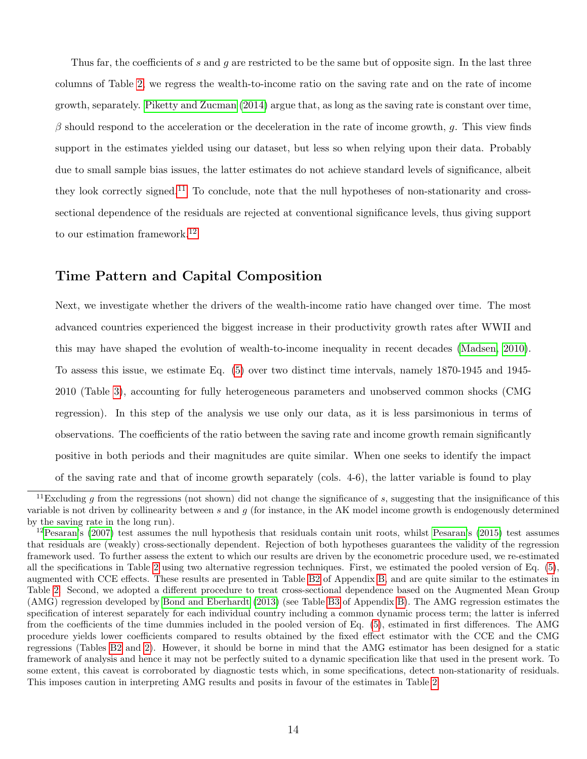Thus far, the coefficients of $s$ and $g$ are restricted to be the same but of opposite sign. In the last three columns of Table 2, we regress the wealth-to-income ratio on the saving rate and on the rate of income growth, separately. Piketty and Zucman (2014) argue that, as long as the saving rate is constant over time, $\beta$ should respond to the acceleration or the deceleration in the rate of income growth, $g$. This view finds support in the estimates yielded using our dataset, but less so when relying upon their data. Probably due to small sample bias issues, the latter estimates do not achieve standard levels of significance, albeit they look correctly signed.[11] To conclude, note that the null hypotheses of non-stationarity and cross-sectional dependence of the residuals are rejected at conventional significance levels, thus giving support to our estimation framework.[12]

## Time Pattern and Capital Composition

Next, we investigate whether the drivers of the wealth-income ratio have changed over time. The most advanced countries experienced the biggest increase in their productivity growth rates after WWII and this may have shaped the evolution of wealth-to-income inequality in recent decades (Madsen, 2010). To assess this issue, we estimate Eq. (5) over two distinct time intervals, namely 1870-1945 and 1945-2010 (Table 3), accounting for fully heterogeneous parameters and unobserved common shocks (CMG regression). In this step of the analysis we use only our data, as it is less parsimonious in terms of observations. The coefficients of the ratio between the saving rate and income growth remain significantly positive in both periods and their magnitudes are quite similar. When one seeks to identify the impact of the saving rate and that of income growth separately (cols. 4-6), the latter variable is found to play

[11] Excluding $g$ from the regressions (not shown) did not change the significance of $s$, suggesting that the insignificance of this variable is not driven by collinearity between $s$ and $g$ (for instance, in the AK model income growth is endogenously determined by the saving rate in the long run).

[12] Pesaran's (2007) test assumes the null hypothesis that residuals contain unit roots, whilst Pesaran's (2015) test assumes that residuals are (weakly) cross-sectionally dependent. Rejection of both hypotheses guarantees the validity of the regression framework used. To further assess the extent to which our results are driven by the econometric procedure used, we re-estimated all the specifications in Table 2 using two alternative regression techniques. First, we estimated the pooled version of Eq. (5), augmented with CCE effects. These results are presented in Table B2 of Appendix B, and are quite similar to the estimates in Table 2. Second, we adopted a different procedure to treat cross-sectional dependence based on the Augmented Mean Group (AMG) regression developed by Bond and Eberhardt (2013) (see Table B3 of Appendix B). The AMG regression estimates the specification of interest separately for each individual country including a common dynamic process term; the latter is inferred from the coefficients of the time dummies included in the pooled version of Eq. (5), estimated in first differences. The AMG procedure yields lower coefficients compared to results obtained by the fixed effect estimator with the CCE and the CMG regressions (Tables B2 and 2). However, it should be borne in mind that the AMG estimator has been designed for a static framework of analysis and hence it may not be perfectly suited to a dynamic specification like that used in the present work. To some extent, this caveat is corroborated by diagnostic tests which, in some specifications, detect non-stationarity of residuals. This imposes caution in interpreting AMG results and posits in favour of the estimates in Table 2.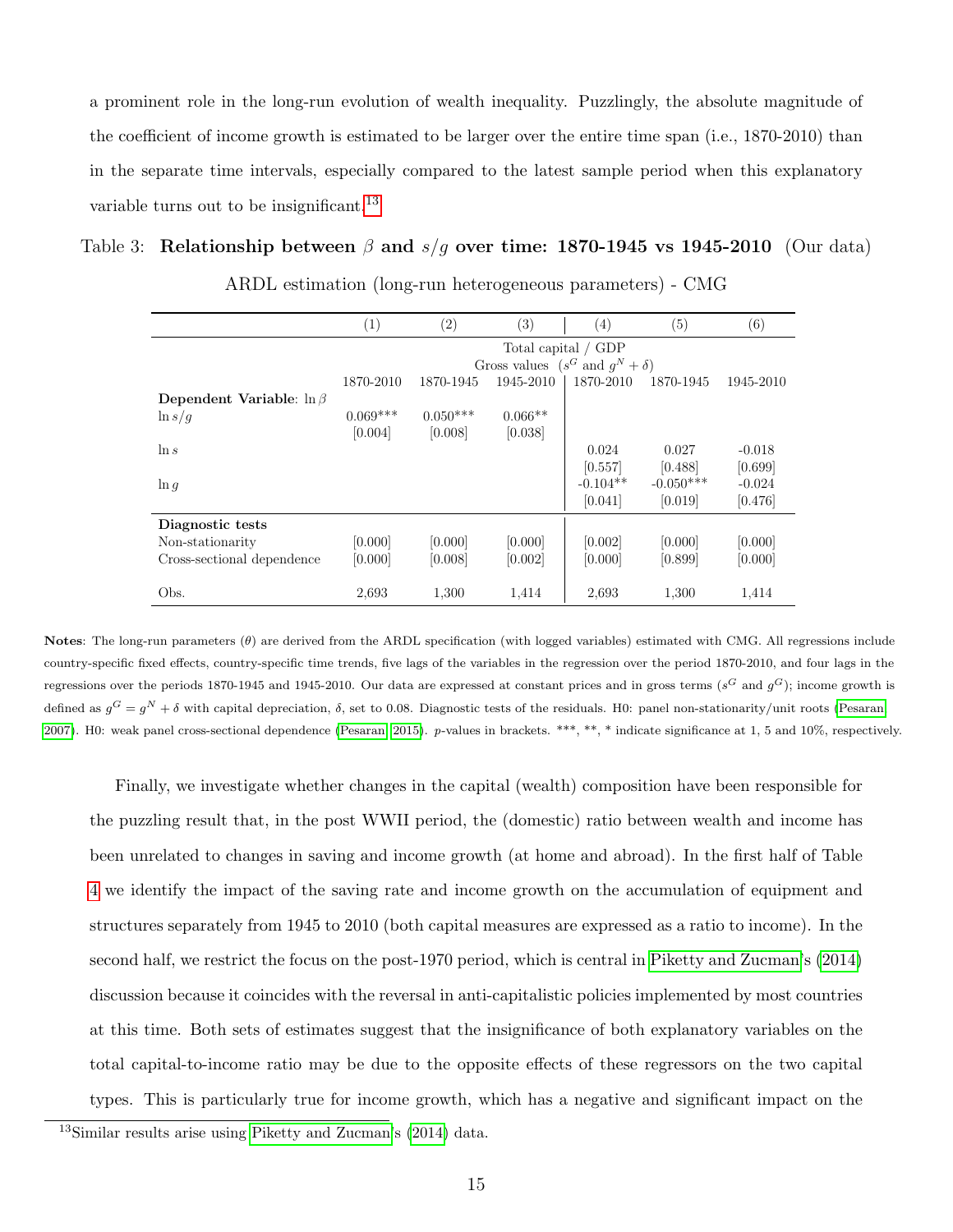a prominent role in the long-run evolution of wealth inequality. Puzzlingly, the absolute magnitude of the coefficient of income growth is estimated to be larger over the entire time span (i.e., 1870-2010) than in the separate time intervals, especially compared to the latest sample period when this explanatory variable turns out to be insignificant.[13]

Table 3: **Relationship between $\beta$ and $s/g$ over time: 1870-1945 vs 1945-2010** (Our data)

ARDL estimation (long-run heterogeneous parameters) - CMG

| | (1) | (2) | (3) | (4) | (5) | (6) |
|---|---|---|---|---|---|---|
| | Total capital / GDP Gross values ($s^G$ and $g^N + \delta$) | | | | | |
| | 1870-2010 | 1870-1945 | 1945-2010 | 1870-2010 | 1870-1945 | 1945-2010 |
| **Dependent Variable**: $\ln \beta$ | | | | | | |
| $\ln s/g$ | 0.069*** | 0.050*** | 0.066** | | | |
| | [0.004] | [0.008] | [0.038] | | | |
| $\ln s$ | | | | 0.024 | 0.027 | -0.018 |
| | | | | [0.557] | [0.488] | [0.699] |
| $\ln g$ | | | | -0.104** | -0.050*** | -0.024 |
| | | | | [0.041] | [0.019] | [0.476] |
| **Diagnostic tests** | | | | | | |
| Non-stationarity | [0.000] | [0.000] | [0.000] | [0.002] | [0.000] | [0.000] |
| Cross-sectional dependence | [0.000] | [0.008] | [0.002] | [0.000] | [0.899] | [0.000] |
| Obs. | 2,693 | 1,300 | 1,414 | 2,693 | 1,300 | 1,414 |

**Notes**: The long-run parameters ($\theta$) are derived from the ARDL specification (with logged variables) estimated with CMG. All regressions include country-specific fixed effects, country-specific time trends, five lags of the variables in the regression over the period 1870-2010, and four lags in the regressions over the periods 1870-1945 and 1945-2010. Our data are expressed at constant prices and in gross terms ($s^G$ and $g^G$); income growth is defined as $g^G = g^N + \delta$ with capital depreciation, $\delta$, set to 0.08. Diagnostic tests of the residuals. H0: panel non-stationarity/unit roots (Pesaran 2007). H0: weak panel cross-sectional dependence (Pesaran 2015). $p$-values in brackets. ***, **, * indicate significance at 1, 5 and 10%, respectively.

Finally, we investigate whether changes in the capital (wealth) composition have been responsible for the puzzling result that, in the post WWII period, the (domestic) ratio between wealth and income has been unrelated to changes in saving and income growth (at home and abroad). In the first half of Table 4 we identify the impact of the saving rate and income growth on the accumulation of equipment and structures separately from 1945 to 2010 (both capital measures are expressed as a ratio to income). In the second half, we restrict the focus on the post-1970 period, which is central in Piketty and Zucman's (2014) discussion because it coincides with the reversal in anti-capitalistic policies implemented by most countries at this time. Both sets of estimates suggest that the insignificance of both explanatory variables on the total capital-to-income ratio may be due to the opposite effects of these regressors on the two capital types. This is particularly true for income growth, which has a negative and significant impact on the

[13] Similar results arise using Piketty and Zucman's (2014) data.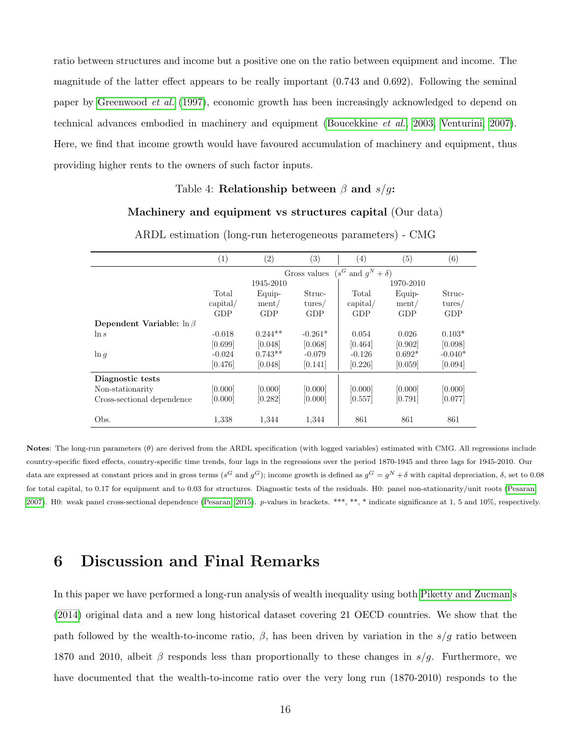ratio between structures and income but a positive one on the ratio between equipment and income. The magnitude of the latter effect appears to be really important (0.743 and 0.692). Following the seminal paper by Greenwood *et al.* (1997), economic growth has been increasingly acknowledged to depend on technical advances embodied in machinery and equipment (Boucekkine *et al.*, 2003, Venturini, 2007). Here, we find that income growth would have favoured accumulation of machinery and equipment, thus providing higher rents to the owners of such factor inputs.

Table 4: **Relationship between $\beta$ and $s/g$:**

**Machinery and equipment vs structures capital** (Our data)

ARDL estimation (long-run heterogeneous parameters) - CMG

| | (1) | (2) | (3) | (4) | (5) | (6) |
|---|---|---|---|---|---|---|
| | Gross values ($s^G$ and $g^N + \delta$) | | | | | |
| | 1945-2010 | | | 1970-2010 | | |
| | Total capital/ GDP | Equip-ment/ GDP | Struc-tures/ GDP | Total capital/ GDP | Equip-ment/ GDP | Struc-tures/ GDP |
| **Dependent Variable:** $\ln \beta$ | | | | | | |
| $\ln s$ | -0.018 | 0.244** | -0.261* | 0.054 | 0.026 | 0.103* |
| | [0.699] | [0.048] | [0.068] | [0.464] | [0.902] | [0.098] |
| $\ln g$ | -0.024 | 0.743** | -0.079 | -0.126 | 0.692* | -0.040* |
| | [0.476] | [0.048] | [0.141] | [0.226] | [0.059] | [0.094] |
| **Diagnostic tests** | | | | | | |
| Non-stationarity | [0.000] | [0.000] | [0.000] | [0.000] | [0.000] | [0.000] |
| Cross-sectional dependence | [0.000] | [0.282] | [0.000] | [0.557] | [0.791] | [0.077] |
| Obs. | 1,338 | 1,344 | 1,344 | 861 | 861 | 861 |

**Notes**: The long-run parameters ($\theta$) are derived from the ARDL specification (with logged variables) estimated with CMG. All regressions include country-specific fixed effects, country-specific time trends, four lags in the regressions over the period 1870-1945 and three lags for 1945-2010. Our data are expressed at constant prices and in gross terms ($s^G$ and $g^G$); income growth is defined as $g^G = g^N + \delta$ with capital depreciation, $\delta$, set to 0.08 for total capital, to 0.17 for equipment and to 0.03 for structures. Diagnostic tests of the residuals. H0: panel non-stationarity/unit roots (Pesaran 2007). H0: weak panel cross-sectional dependence (Pesaran 2015). $p$-values in brackets. ***, **, * indicate significance at 1, 5 and 10%, respectively.

# 6 Discussion and Final Remarks

In this paper we have performed a long-run analysis of wealth inequality using both Piketty and Zucman's (2014) original data and a new long historical dataset covering 21 OECD countries. We show that the path followed by the wealth-to-income ratio, $\beta$, has been driven by variation in the $s/g$ ratio between 1870 and 2010, albeit $\beta$ responds less than proportionally to these changes in $s/g$. Furthermore, we have documented that the wealth-to-income ratio over the very long run (1870-2010) responds to the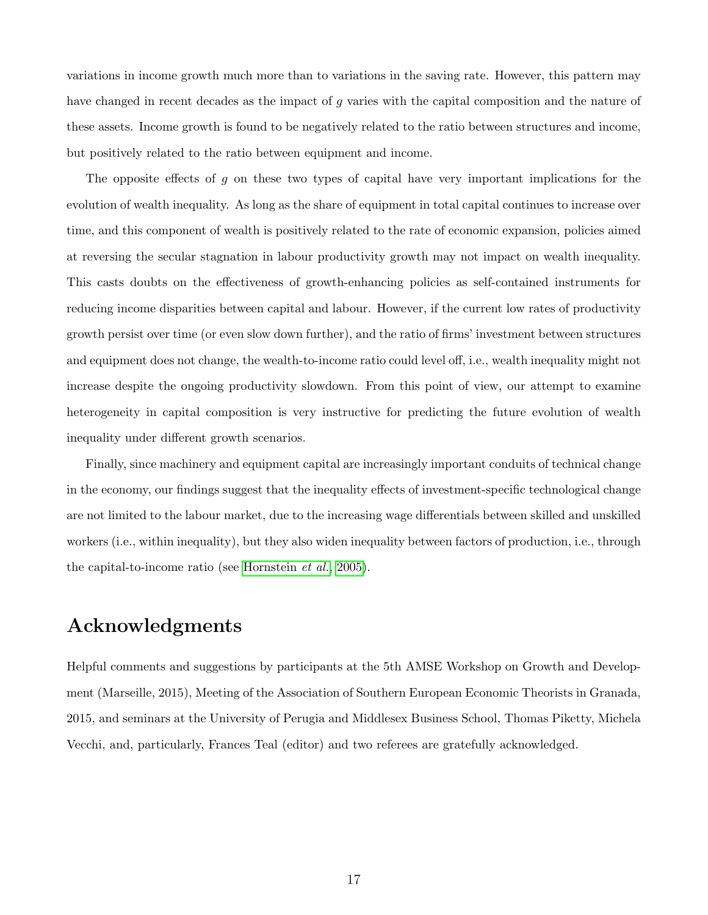variations in income growth much more than to variations in the saving rate. However, this pattern may have changed in recent decades as the impact of $g$ varies with the capital composition and the nature of these assets. Income growth is found to be negatively related to the ratio between structures and income, but positively related to the ratio between equipment and income.

The opposite effects of $g$ on these two types of capital have very important implications for the evolution of wealth inequality. As long as the share of equipment in total capital continues to increase over time, and this component of wealth is positively related to the rate of economic expansion, policies aimed at reversing the secular stagnation in labour productivity growth may not impact on wealth inequality. This casts doubts on the effectiveness of growth-enhancing policies as self-contained instruments for reducing income disparities between capital and labour. However, if the current low rates of productivity growth persist over time (or even slow down further), and the ratio of firms' investment between structures and equipment does not change, the wealth-to-income ratio could level off, i.e., wealth inequality might not increase despite the ongoing productivity slowdown. From this point of view, our attempt to examine heterogeneity in capital composition is very instructive for predicting the future evolution of wealth inequality under different growth scenarios.

Finally, since machinery and equipment capital are increasingly important conduits of technical change in the economy, our findings suggest that the inequality effects of investment-specific technological change are not limited to the labour market, due to the increasing wage differentials between skilled and unskilled workers (i.e., within inequality), but they also widen inequality between factors of production, i.e., through the capital-to-income ratio (see Hornstein *et al.*, 2005).

## Acknowledgments

Helpful comments and suggestions by participants at the 5th AMSE Workshop on Growth and Development (Marseille, 2015), Meeting of the Association of Southern European Economic Theorists in Granada, 2015, and seminars at the University of Perugia and Middlesex Business School, Thomas Piketty, Michela Vecchi, and, particularly, Frances Teal (editor) and two referees are gratefully acknowledged.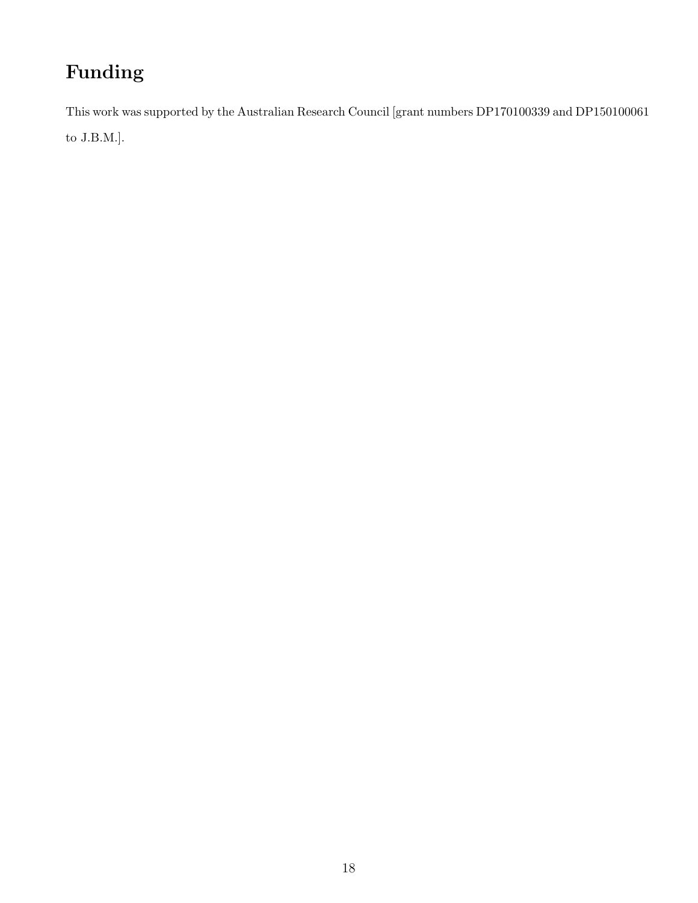# Funding

This work was supported by the Australian Research Council [grant numbers DP170100339 and DP150100061 to J.B.M.].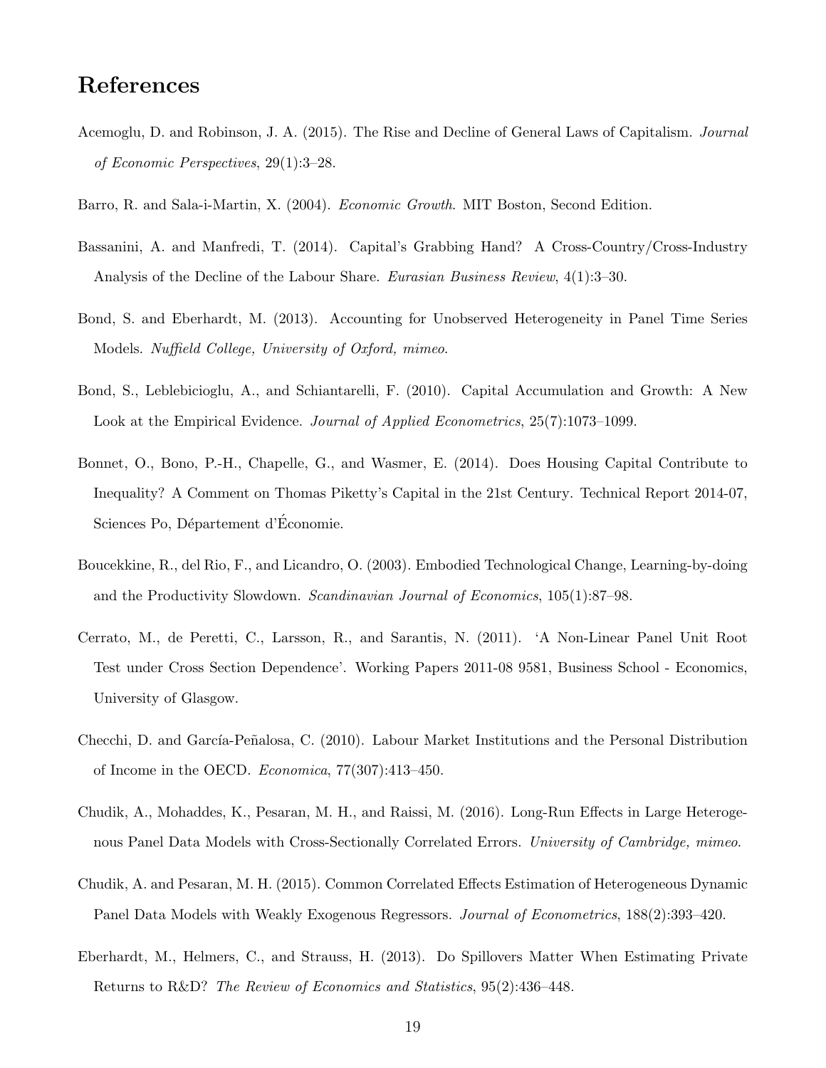# References

Acemoglu, D. and Robinson, J. A. (2015). The Rise and Decline of General Laws of Capitalism. *Journal of Economic Perspectives*, 29(1):3–28.

Barro, R. and Sala-i-Martin, X. (2004). *Economic Growth*. MIT Boston, Second Edition.

Bassanini, A. and Manfredi, T. (2014). Capital's Grabbing Hand? A Cross-Country/Cross-Industry Analysis of the Decline of the Labour Share. *Eurasian Business Review*, 4(1):3–30.

Bond, S. and Eberhardt, M. (2013). Accounting for Unobserved Heterogeneity in Panel Time Series Models. *Nuffield College, University of Oxford, mimeo*.

Bond, S., Leblebicioglu, A., and Schiantarelli, F. (2010). Capital Accumulation and Growth: A New Look at the Empirical Evidence. *Journal of Applied Econometrics*, 25(7):1073–1099.

Bonnet, O., Bono, P.-H., Chapelle, G., and Wasmer, E. (2014). Does Housing Capital Contribute to Inequality? A Comment on Thomas Piketty's Capital in the 21st Century. Technical Report 2014-07, Sciences Po, Département d'Économie.

Boucekkine, R., del Rio, F., and Licandro, O. (2003). Embodied Technological Change, Learning-by-doing and the Productivity Slowdown. *Scandinavian Journal of Economics*, 105(1):87–98.

Cerrato, M., de Peretti, C., Larsson, R., and Sarantis, N. (2011). 'A Non-Linear Panel Unit Root Test under Cross Section Dependence'. Working Papers 2011-08 9581, Business School - Economics, University of Glasgow.

Checchi, D. and García-Peñalosa, C. (2010). Labour Market Institutions and the Personal Distribution of Income in the OECD. *Economica*, 77(307):413–450.

Chudik, A., Mohaddes, K., Pesaran, M. H., and Raissi, M. (2016). Long-Run Effects in Large Heterogenous Panel Data Models with Cross-Sectionally Correlated Errors. *University of Cambridge, mimeo*.

Chudik, A. and Pesaran, M. H. (2015). Common Correlated Effects Estimation of Heterogeneous Dynamic Panel Data Models with Weakly Exogenous Regressors. *Journal of Econometrics*, 188(2):393–420.

Eberhardt, M., Helmers, C., and Strauss, H. (2013). Do Spillovers Matter When Estimating Private Returns to R&D? *The Review of Economics and Statistics*, 95(2):436–448.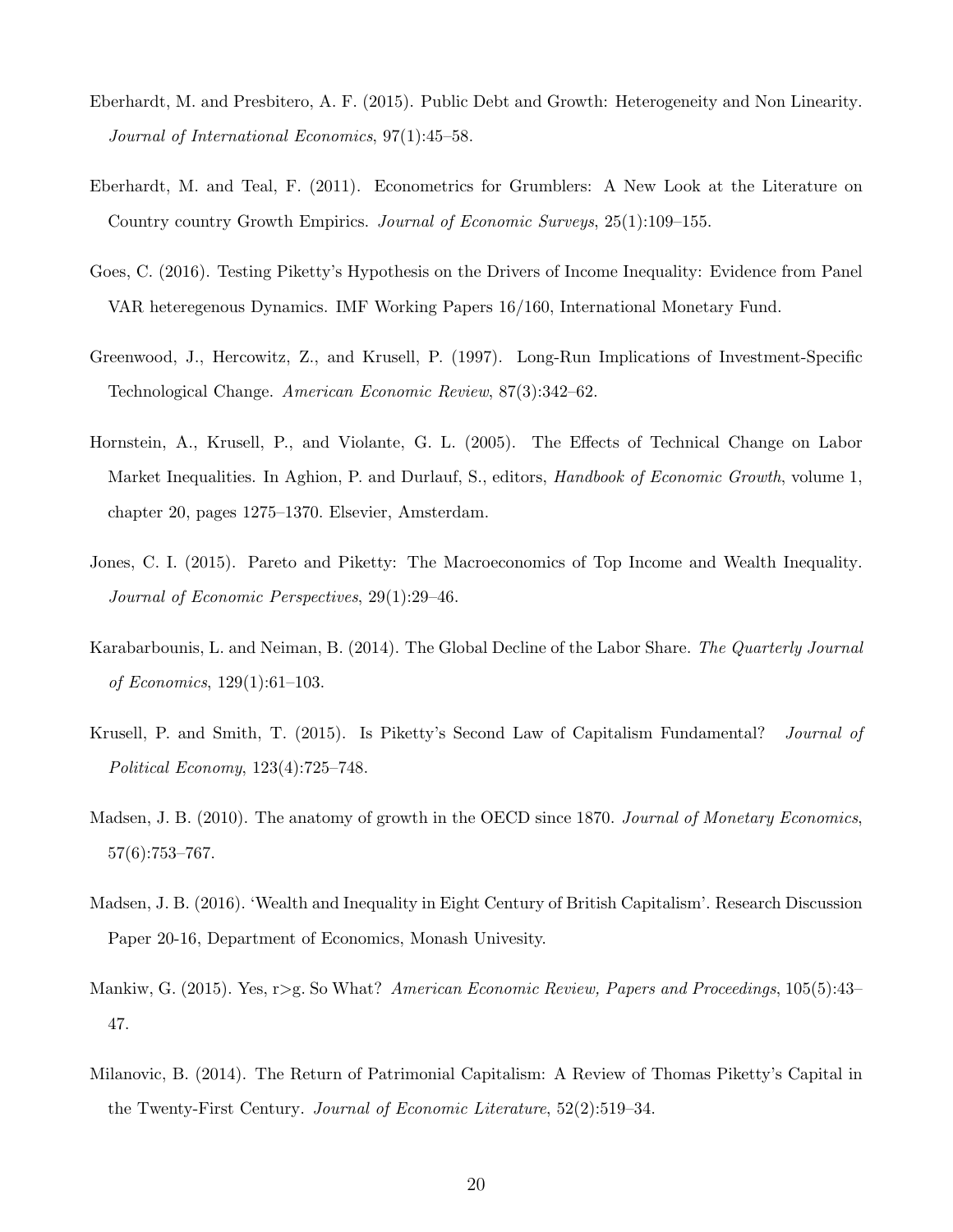Eberhardt, M. and Presbitero, A. F. (2015). Public Debt and Growth: Heterogeneity and Non Linearity. *Journal of International Economics*, 97(1):45–58.

Eberhardt, M. and Teal, F. (2011). Econometrics for Grumblers: A New Look at the Literature on Country country Growth Empirics. *Journal of Economic Surveys*, 25(1):109–155.

Goes, C. (2016). Testing Piketty's Hypothesis on the Drivers of Income Inequality: Evidence from Panel VAR heteregenous Dynamics. IMF Working Papers 16/160, International Monetary Fund.

Greenwood, J., Hercowitz, Z., and Krusell, P. (1997). Long-Run Implications of Investment-Specific Technological Change. *American Economic Review*, 87(3):342–62.

Hornstein, A., Krusell, P., and Violante, G. L. (2005). The Effects of Technical Change on Labor Market Inequalities. In Aghion, P. and Durlauf, S., editors, *Handbook of Economic Growth*, volume 1, chapter 20, pages 1275–1370. Elsevier, Amsterdam.

Jones, C. I. (2015). Pareto and Piketty: The Macroeconomics of Top Income and Wealth Inequality. *Journal of Economic Perspectives*, 29(1):29–46.

Karabarbounis, L. and Neiman, B. (2014). The Global Decline of the Labor Share. *The Quarterly Journal of Economics*, 129(1):61–103.

Krusell, P. and Smith, T. (2015). Is Piketty's Second Law of Capitalism Fundamental? *Journal of Political Economy*, 123(4):725–748.

Madsen, J. B. (2010). The anatomy of growth in the OECD since 1870. *Journal of Monetary Economics*, 57(6):753–767.

Madsen, J. B. (2016). 'Wealth and Inequality in Eight Century of British Capitalism'. Research Discussion Paper 20-16, Department of Economics, Monash Univesity.

Mankiw, G. (2015). Yes, r>g. So What? *American Economic Review, Papers and Proceedings*, 105(5):43–47.

Milanovic, B. (2014). The Return of Patrimonial Capitalism: A Review of Thomas Piketty's Capital in the Twenty-First Century. *Journal of Economic Literature*, 52(2):519–34.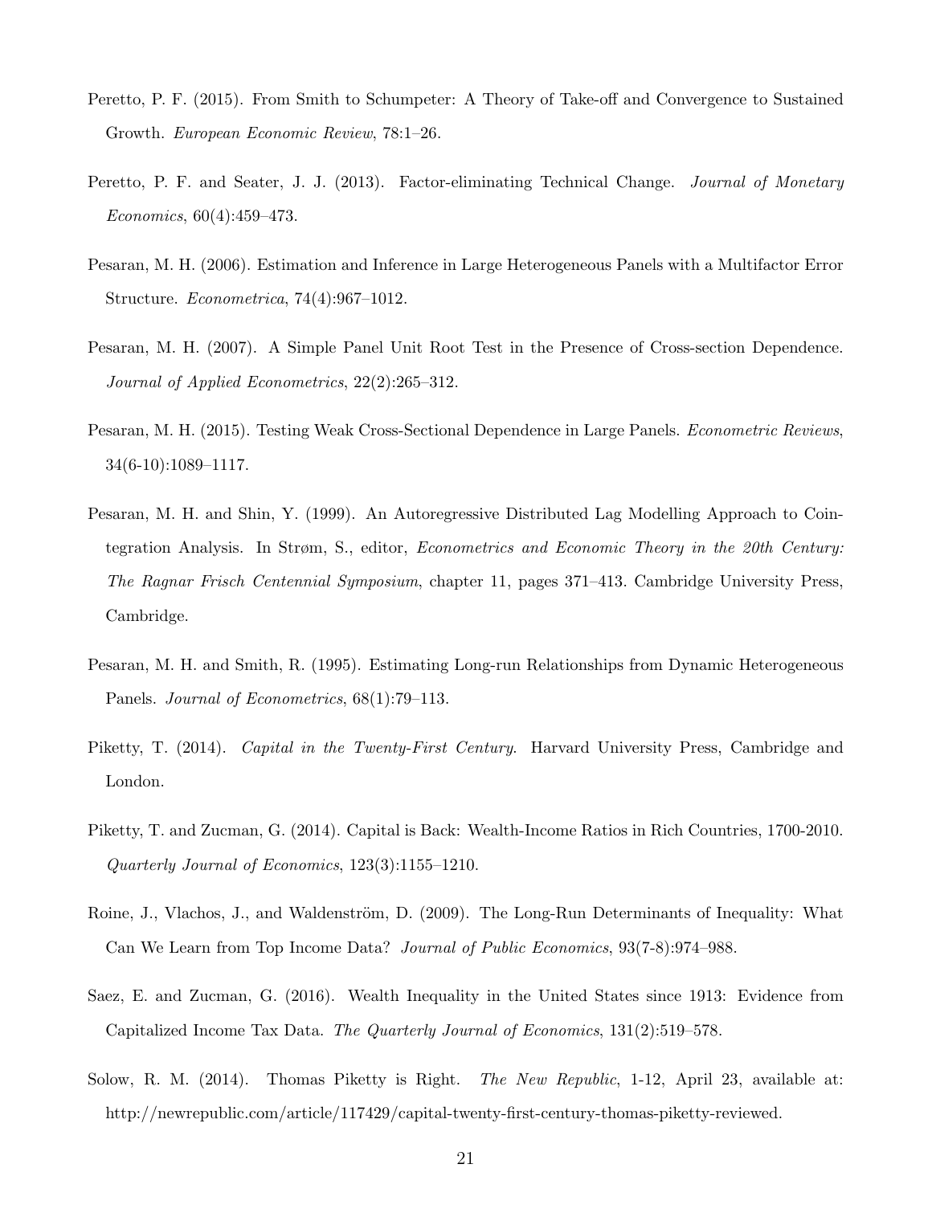Peretto, P. F. (2015). From Smith to Schumpeter: A Theory of Take-off and Convergence to Sustained Growth. *European Economic Review*, 78:1–26.

Peretto, P. F. and Seater, J. J. (2013). Factor-eliminating Technical Change. *Journal of Monetary Economics*, 60(4):459–473.

Pesaran, M. H. (2006). Estimation and Inference in Large Heterogeneous Panels with a Multifactor Error Structure. *Econometrica*, 74(4):967–1012.

Pesaran, M. H. (2007). A Simple Panel Unit Root Test in the Presence of Cross-section Dependence. *Journal of Applied Econometrics*, 22(2):265–312.

Pesaran, M. H. (2015). Testing Weak Cross-Sectional Dependence in Large Panels. *Econometric Reviews*, 34(6-10):1089–1117.

Pesaran, M. H. and Shin, Y. (1999). An Autoregressive Distributed Lag Modelling Approach to Cointegration Analysis. In Strøm, S., editor, *Econometrics and Economic Theory in the 20th Century: The Ragnar Frisch Centennial Symposium*, chapter 11, pages 371–413. Cambridge University Press, Cambridge.

Pesaran, M. H. and Smith, R. (1995). Estimating Long-run Relationships from Dynamic Heterogeneous Panels. *Journal of Econometrics*, 68(1):79–113.

Piketty, T. (2014). *Capital in the Twenty-First Century*. Harvard University Press, Cambridge and London.

Piketty, T. and Zucman, G. (2014). Capital is Back: Wealth-Income Ratios in Rich Countries, 1700-2010. *Quarterly Journal of Economics*, 123(3):1155–1210.

Roine, J., Vlachos, J., and Waldenström, D. (2009). The Long-Run Determinants of Inequality: What Can We Learn from Top Income Data? *Journal of Public Economics*, 93(7-8):974–988.

Saez, E. and Zucman, G. (2016). Wealth Inequality in the United States since 1913: Evidence from Capitalized Income Tax Data. *The Quarterly Journal of Economics*, 131(2):519–578.

Solow, R. M. (2014). Thomas Piketty is Right. *The New Republic*, 1-12, April 23, available at: http://newrepublic.com/article/117429/capital-twenty-first-century-thomas-piketty-reviewed.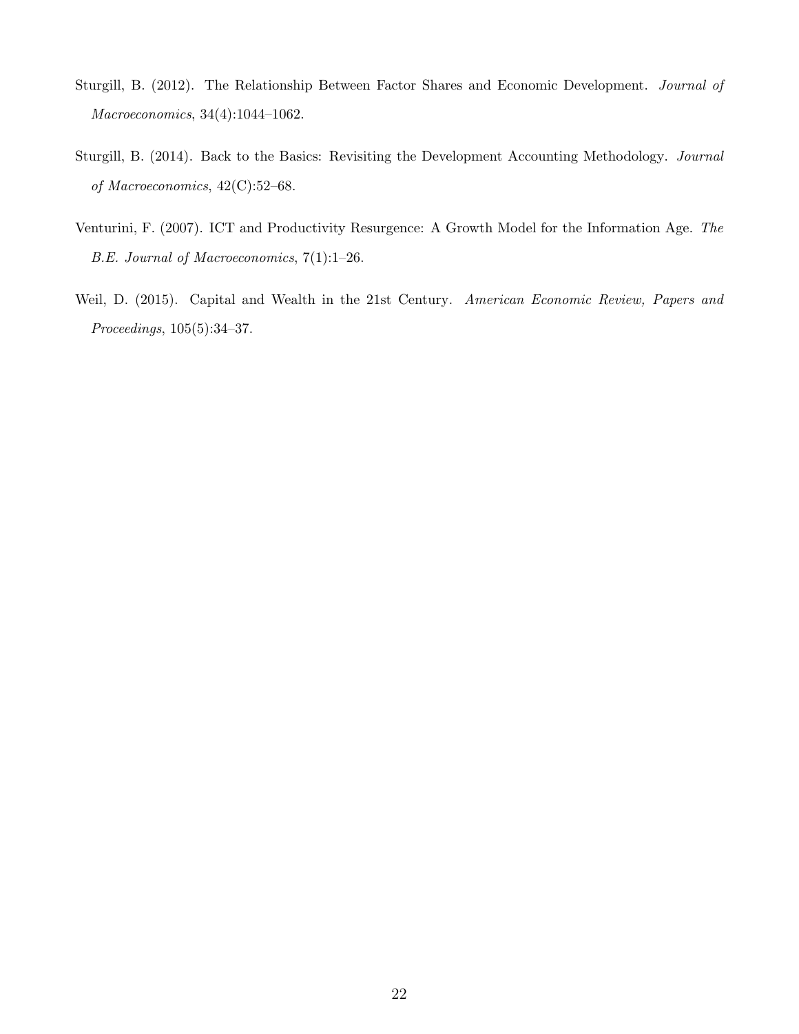Sturgill, B. (2012). The Relationship Between Factor Shares and Economic Development. *Journal of Macroeconomics*, 34(4):1044–1062.

Sturgill, B. (2014). Back to the Basics: Revisiting the Development Accounting Methodology. *Journal of Macroeconomics*, 42(C):52–68.

Venturini, F. (2007). ICT and Productivity Resurgence: A Growth Model for the Information Age. *The B.E. Journal of Macroeconomics*, 7(1):1–26.

Weil, D. (2015). Capital and Wealth in the 21st Century. *American Economic Review, Papers and Proceedings*, 105(5):34–37.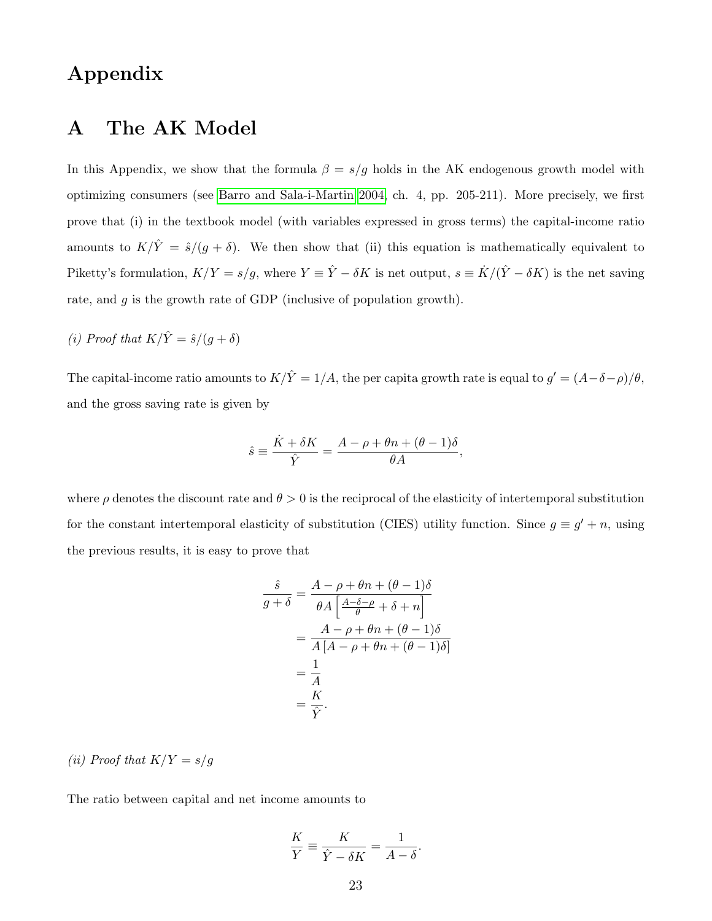# Appendix

## A The AK Model

In this Appendix, we show that the formula $\beta = s/g$ holds in the AK endogenous growth model with optimizing consumers (see Barro and Sala-i-Martin 2004, ch. 4, pp. 205-211). More precisely, we first prove that (i) in the textbook model (with variables expressed in gross terms) the capital-income ratio amounts to $K/\hat{Y} = \hat{s}/(g+\delta)$. We then show that (ii) this equation is mathematically equivalent to Piketty's formulation, $K/Y = s/g$, where $Y \equiv \hat{Y} - \delta K$ is net output, $s \equiv \dot{K}/(\hat{Y} - \delta K)$ is the net saving rate, and $g$ is the growth rate of GDP (inclusive of population growth).

*(i) Proof that $K/\hat{Y} = \hat{s}/(g+\delta)$*

The capital-income ratio amounts to $K/\hat{Y} = 1/A$, the per capita growth rate is equal to $g' = (A - \delta - \rho)/\theta$, and the gross saving rate is given by

$$\hat{s} \equiv \frac{\dot{K} + \delta K}{\hat{Y}} = \frac{A - \rho + \theta n + (\theta - 1)\delta}{\theta A},$$

where $\rho$ denotes the discount rate and $\theta > 0$ is the reciprocal of the elasticity of intertemporal substitution for the constant intertemporal elasticity of substitution (CIES) utility function. Since $g \equiv g' + n$, using the previous results, it is easy to prove that

$$\begin{aligned}
\frac{\hat{s}}{g+\delta} &= \frac{A - \rho + \theta n + (\theta - 1)\delta}{\theta A \left[\frac{A-\delta-\rho}{\theta} + \delta + n\right]} \\
&= \frac{A - \rho + \theta n + (\theta - 1)\delta}{A\left[A - \rho + \theta n + (\theta - 1)\delta\right]} \\
&= \frac{1}{A} \\
&= \frac{K}{\hat{Y}}.
\end{aligned}$$

*(ii) Proof that $K/Y = s/g$*

The ratio between capital and net income amounts to

$$\frac{K}{Y} \equiv \frac{K}{\hat{Y} - \delta K} = \frac{1}{A - \delta}.$$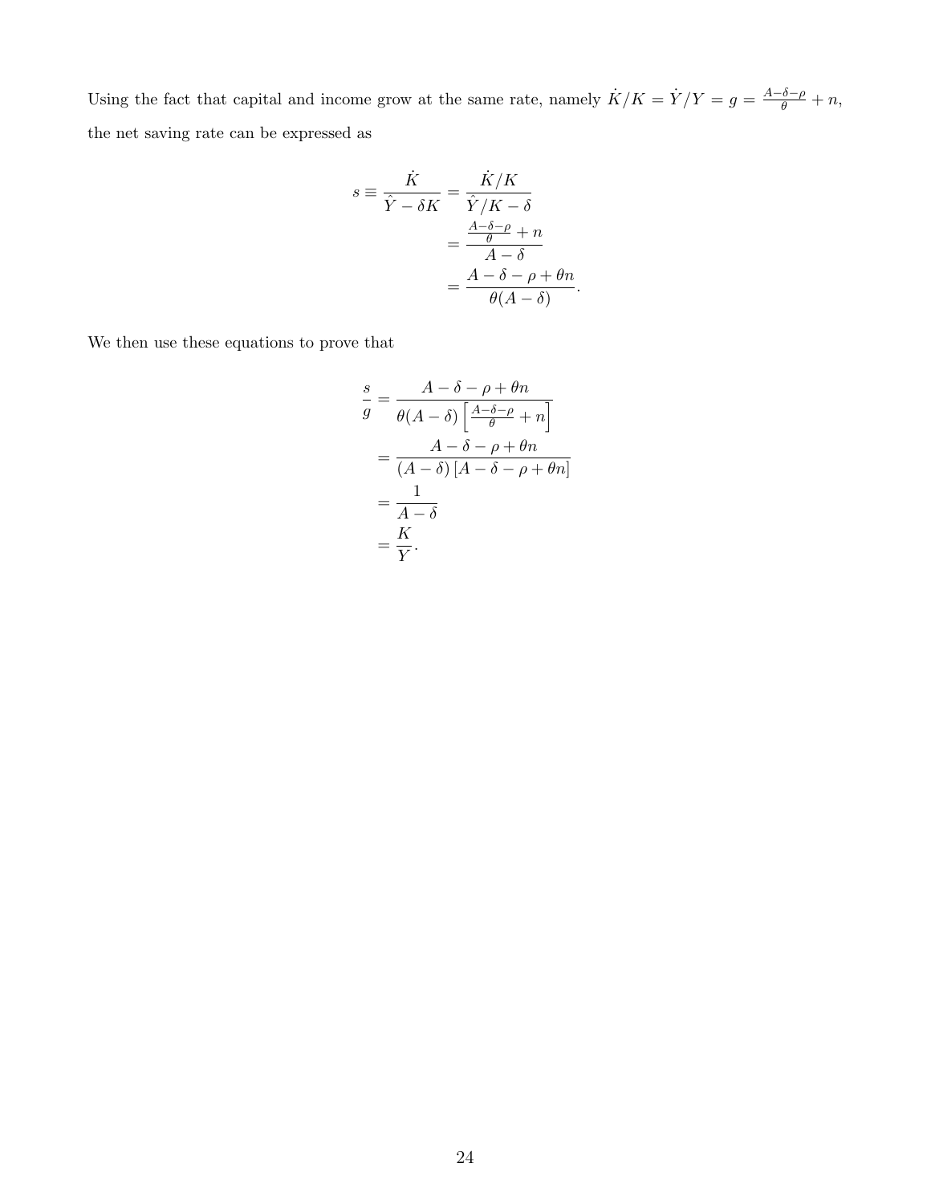Using the fact that capital and income grow at the same rate, namely $\dot{K}/K = \dot{Y}/Y = g = \frac{A-\delta-\rho}{\theta} + n$, the net saving rate can be expressed as

$$
\begin{aligned}
s \equiv \frac{\dot{K}}{\hat{Y} - \delta K} &= \frac{\dot{K}/K}{\hat{Y}/K - \delta} \\
&= \frac{\frac{A-\delta-\rho}{\theta} + n}{A - \delta} \\
&= \frac{A - \delta - \rho + \theta n}{\theta(A - \delta)}.
\end{aligned}
$$

We then use these equations to prove that

$$
\begin{aligned}
\frac{s}{g} &= \frac{A - \delta - \rho + \theta n}{\theta(A - \delta)\left[\frac{A-\delta-\rho}{\theta} + n\right]} \\
&= \frac{A - \delta - \rho + \theta n}{(A - \delta)\left[A - \delta - \rho + \theta n\right]} \\
&= \frac{1}{A - \delta} \\
&= \frac{K}{Y}.
\end{aligned}
$$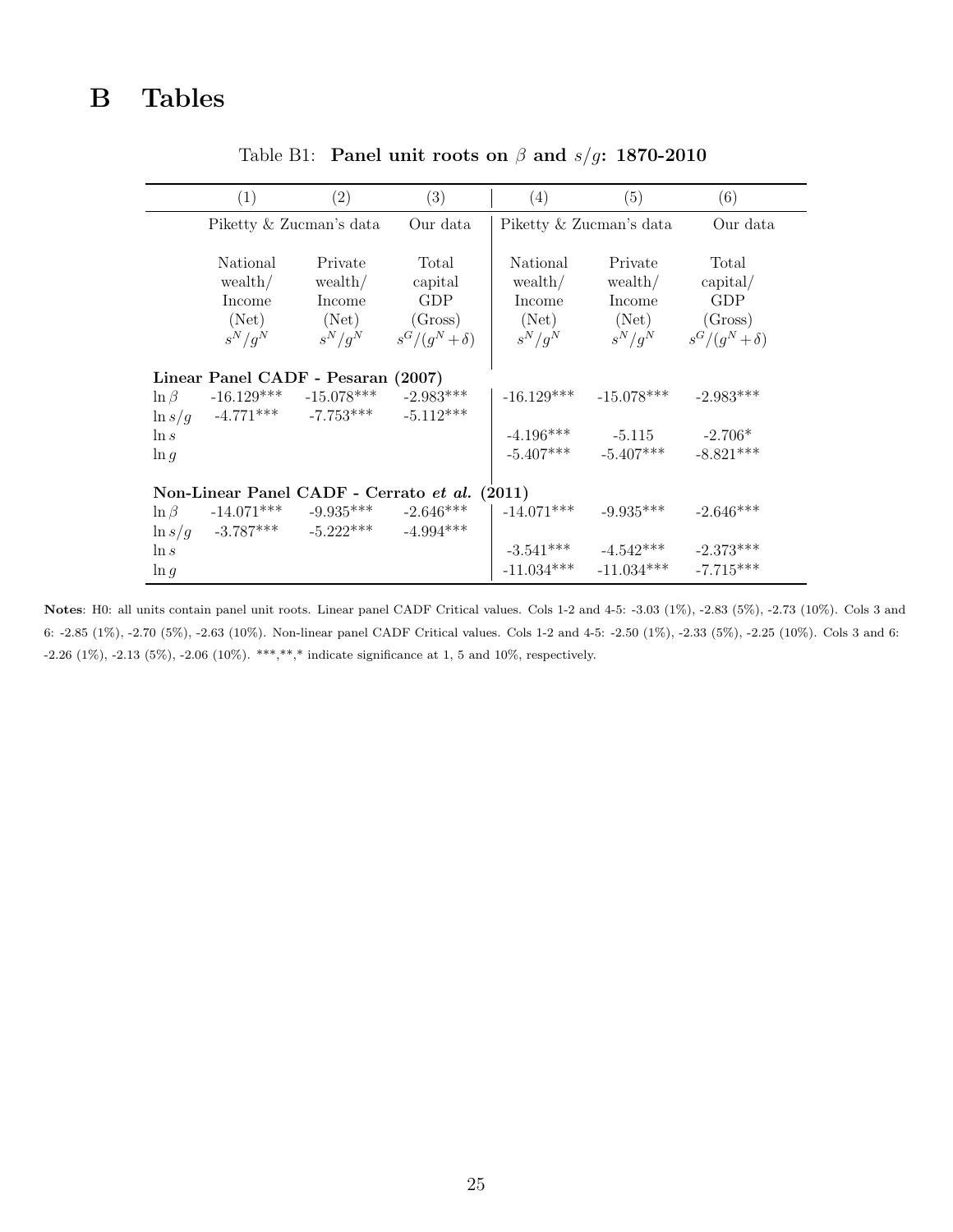# B Tables

Table B1: **Panel unit roots on $\beta$ and $s/g$: 1870-2010**

| | (1) | (2) | (3) | (4) | (5) | (6) |
|---|---|---|---|---|---|---|
| | Piketty & Zucman's data | | Our data | Piketty & Zucman's data | | Our data |
| | National wealth/ Income (Net) $s^N/g^N$ | Private wealth/ Income (Net) $s^N/g^N$ | Total capital GDP (Gross) $s^G/(g^N+\delta)$ | National wealth/ Income (Net) $s^N/g^N$ | Private wealth/ Income (Net) $s^N/g^N$ | Total capital/ GDP (Gross) $s^G/(g^N+\delta)$ |
| **Linear Panel CADF - Pesaran (2007)** | | | | | | |
| $\ln \beta$ | -16.129*** | -15.078*** | -2.983*** | -16.129*** | -15.078*** | -2.983*** |
| $\ln s/g$ | -4.771*** | -7.753*** | -5.112*** | | | |
| $\ln s$ | | | | -4.196*** | -5.115 | -2.706* |
| $\ln g$ | | | | -5.407*** | -5.407*** | -8.821*** |
| **Non-Linear Panel CADF - Cerrato *et al.* (2011)** | | | | | | |
| $\ln \beta$ | -14.071*** | -9.935*** | -2.646*** | -14.071*** | -9.935*** | -2.646*** |
| $\ln s/g$ | -3.787*** | -5.222*** | -4.994*** | | | |
| $\ln s$ | | | | -3.541*** | -4.542*** | -2.373*** |
| $\ln g$ | | | | -11.034*** | -11.034*** | -7.715*** |

**Notes**: H0: all units contain panel unit roots. Linear panel CADF Critical values. Cols 1-2 and 4-5: -3.03 (1%), -2.83 (5%), -2.73 (10%). Cols 3 and 6: -2.85 (1%), -2.70 (5%), -2.63 (10%). Non-linear panel CADF Critical values. Cols 1-2 and 4-5: -2.50 (1%), -2.33 (5%), -2.25 (10%). Cols 3 and 6: -2.26 (1%), -2.13 (5%), -2.06 (10%). ***,**,* indicate significance at 1, 5 and 10%, respectively.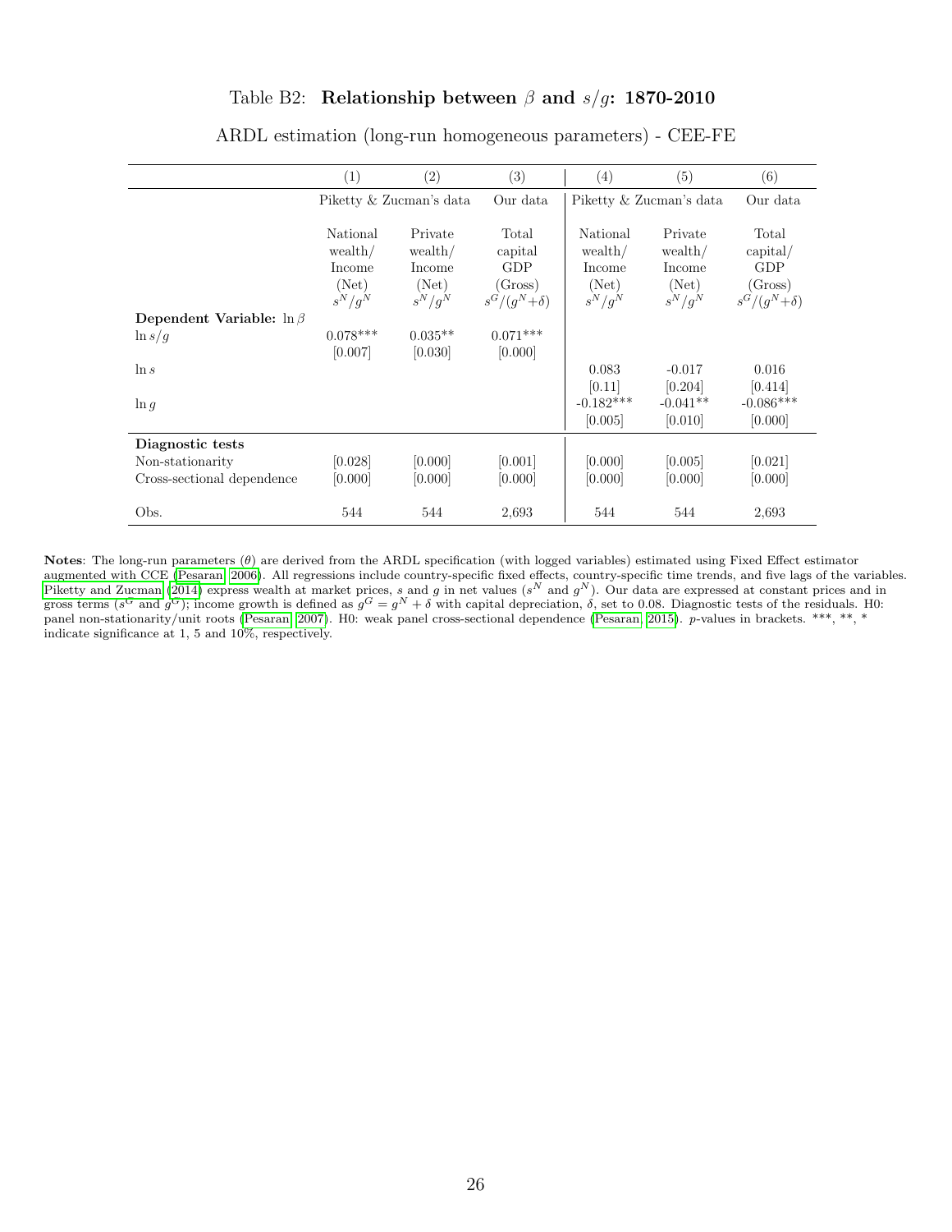Table B2: **Relationship between $\beta$ and $s/g$: 1870-2010**

ARDL estimation (long-run homogeneous parameters) - CEE-FE

| | (1) | (2) | (3) | (4) | (5) | (6) |
|---|---|---|---|---|---|---|
| | Piketty & Zucman's data | | Our data | Piketty & Zucman's data | | Our data |
| | National wealth/ Income (Net) $s^N/g^N$ | Private wealth/ Income (Net) $s^N/g^N$ | Total capital GDP (Gross) $s^G/(g^N+\delta)$ | National wealth/ Income (Net) $s^N/g^N$ | Private wealth/ Income (Net) $s^N/g^N$ | Total capital/ GDP (Gross) $s^G/(g^N+\delta)$ |
| **Dependent Variable:** $\ln \beta$ | | | | | | |
| $\ln s/g$ | 0.078*** | 0.035** | 0.071*** | | | |
| | [0.007] | [0.030] | [0.000] | | | |
| $\ln s$ | | | | 0.083 | -0.017 | 0.016 |
| | | | | [0.11] | [0.204] | [0.414] |
| $\ln g$ | | | | -0.182*** | -0.041** | -0.086*** |
| | | | | [0.005] | [0.010] | [0.000] |
| **Diagnostic tests** | | | | | | |
| Non-stationarity | [0.028] | [0.000] | [0.001] | [0.000] | [0.005] | [0.021] |
| Cross-sectional dependence | [0.000] | [0.000] | [0.000] | [0.000] | [0.000] | [0.000] |
| Obs. | 544 | 544 | 2,693 | 544 | 544 | 2,693 |

**Notes**: The long-run parameters ($\theta$) are derived from the ARDL specification (with logged variables) estimated using Fixed Effect estimator augmented with CCE (Pesaran, 2006). All regressions include country-specific fixed effects, country-specific time trends, and five lags of the variables. Piketty and Zucman (2014) express wealth at market prices, $s$ and $g$ in net values ($s^N$ and $g^N$). Our data are expressed at constant prices and in gross terms ($s^G$ and $g^G$); income growth is defined as $g^G = g^N + \delta$ with capital depreciation, $\delta$, set to 0.08. Diagnostic tests of the residuals. H0: panel non-stationarity/unit roots (Pesaran, 2007). H0: weak panel cross-sectional dependence (Pesaran, 2015). $p$-values in brackets. ***, **, * indicate significance at 1, 5 and 10%, respectively.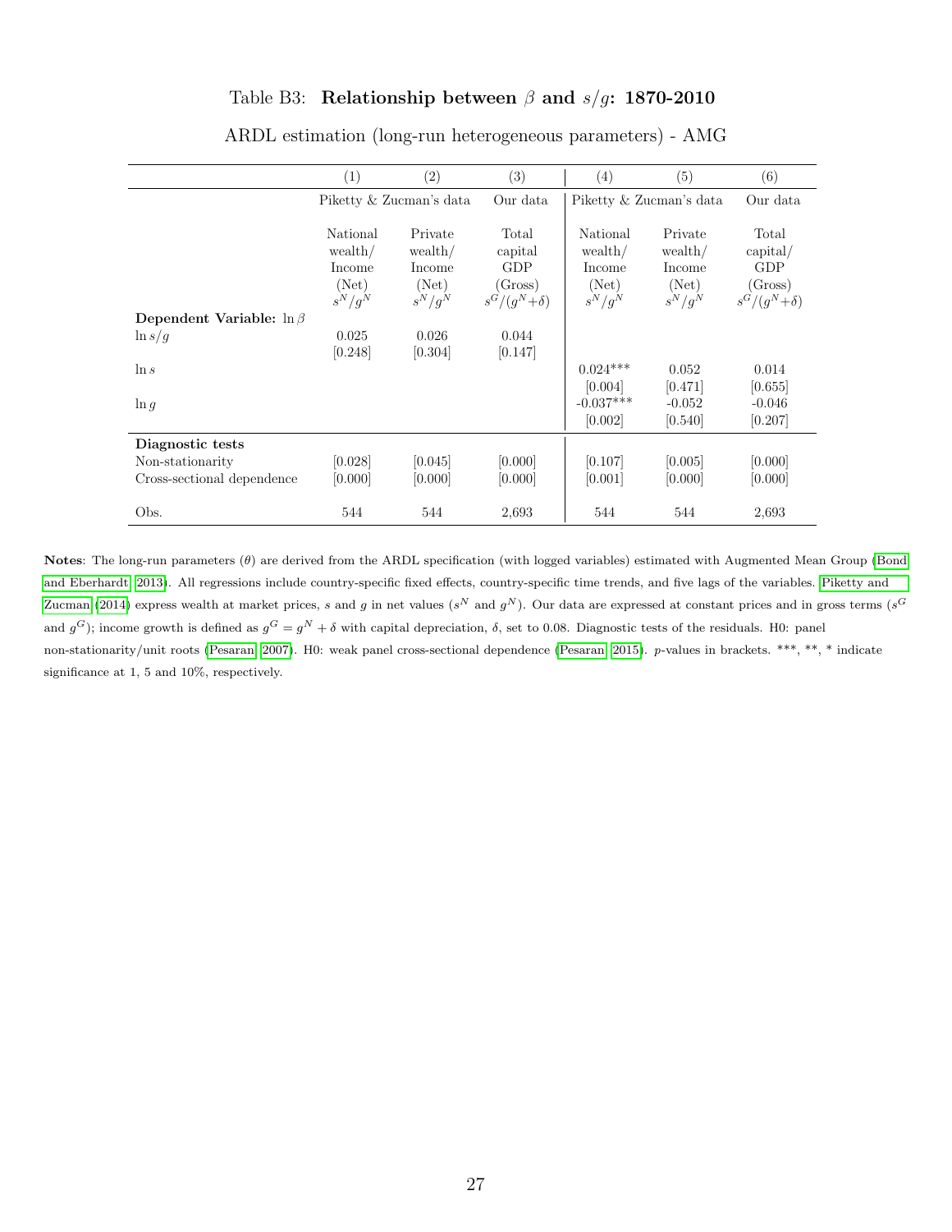Table B3: **Relationship between $\beta$ and $s/g$: 1870-2010**

ARDL estimation (long-run heterogeneous parameters) - AMG

| | (1) | (2) | (3) | (4) | (5) | (6) |
|---|---|---|---|---|---|---|
| | Piketty & Zucman's data | | Our data | Piketty & Zucman's data | | Our data |
| | National wealth/ Income (Net) $s^N/g^N$ | Private wealth/ Income (Net) $s^N/g^N$ | Total capital GDP (Gross) $s^G/(g^N+\delta)$ | National wealth/ Income (Net) $s^N/g^N$ | Private wealth/ Income (Net) $s^N/g^N$ | Total capital/ GDP (Gross) $s^G/(g^N+\delta)$ |
| **Dependent Variable:** $\ln \beta$ | | | | | | |
| $\ln s/g$ | 0.025 | 0.026 | 0.044 | | | |
| | [0.248] | [0.304] | [0.147] | | | |
| $\ln s$ | | | | 0.024*** | 0.052 | 0.014 |
| | | | | [0.004] | [0.471] | [0.655] |
| $\ln g$ | | | | -0.037*** | -0.052 | -0.046 |
| | | | | [0.002] | [0.540] | [0.207] |
| **Diagnostic tests** | | | | | | |
| Non-stationarity | [0.028] | [0.045] | [0.000] | [0.107] | [0.005] | [0.000] |
| Cross-sectional dependence | [0.000] | [0.000] | [0.000] | [0.001] | [0.000] | [0.000] |
| Obs. | 544 | 544 | 2,693 | 544 | 544 | 2,693 |

**Notes**: The long-run parameters ($\theta$) are derived from the ARDL specification (with logged variables) estimated with Augmented Mean Group (Bond and Eberhardt, 2013). All regressions include country-specific fixed effects, country-specific time trends, and five lags of the variables. Piketty and Zucman (2014) express wealth at market prices, $s$ and $g$ in net values ($s^N$ and $g^N$). Our data are expressed at constant prices and in gross terms ($s^G$ and $g^G$); income growth is defined as $g^G = g^N + \delta$ with capital depreciation, $\delta$, set to 0.08. Diagnostic tests of the residuals. H0: panel non-stationarity/unit roots (Pesaran, 2007). H0: weak panel cross-sectional dependence (Pesaran, 2015). $p$-values in brackets. ***, **, * indicate significance at 1, 5 and 10%, respectively.